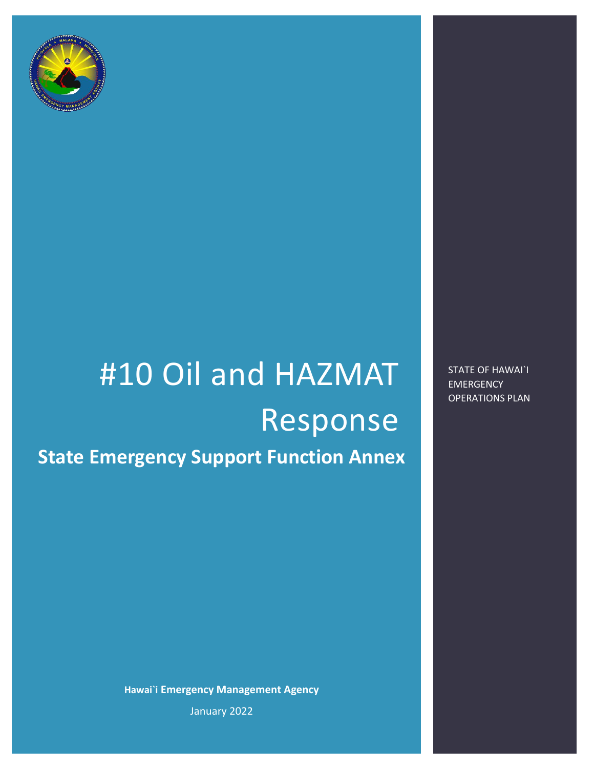# #10 Oil and HAZMAT Response

## State Emergency Support Function Annex

STATE OF HAWAI`I EMERGENCY OPERATIONS PLAN

**Hawai`i Emergency Management Agency**

January 2022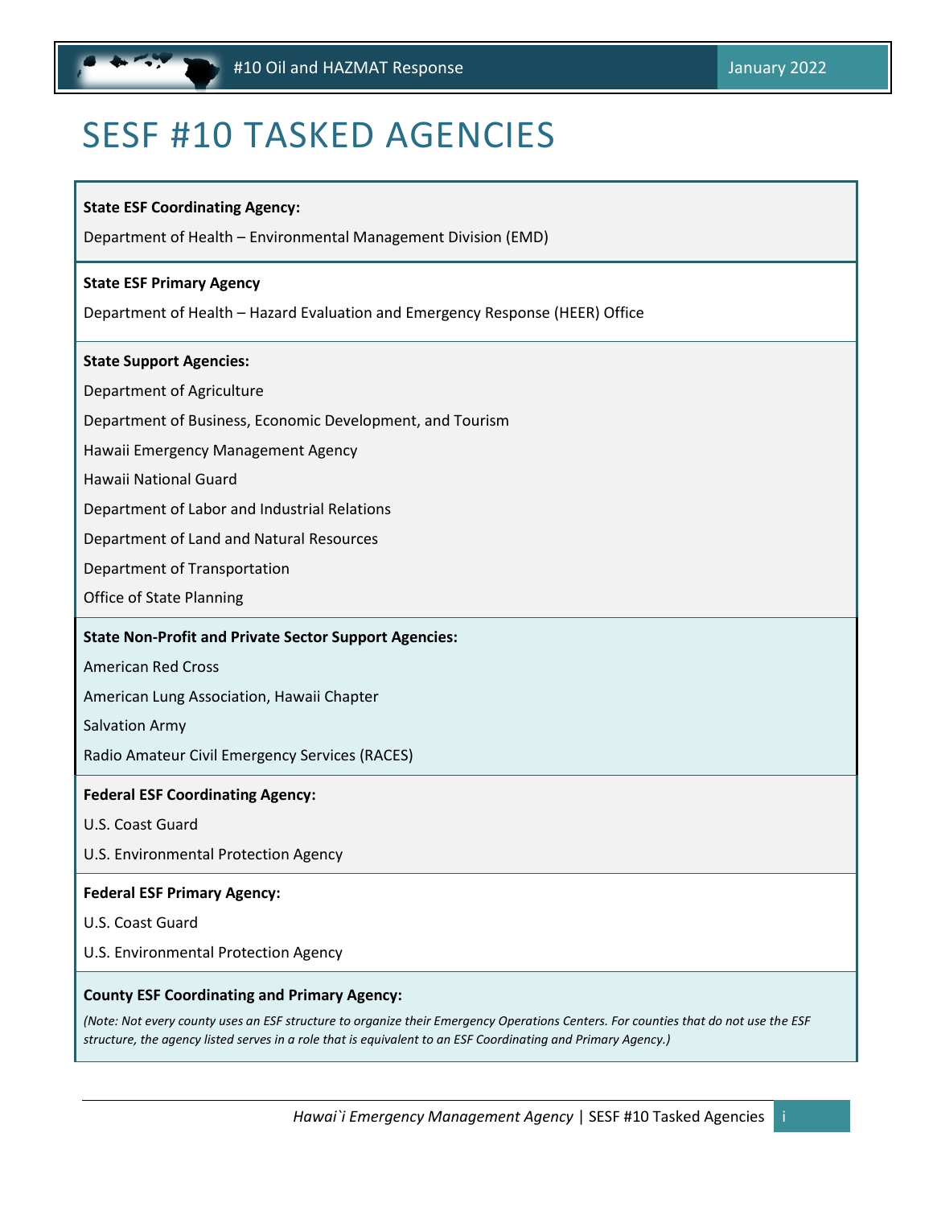# SESF #10 TASKED AGENCIES

**State ESF Coordinating Agency:**

Department of Health – Environmental Management Division (EMD)

**State ESF Primary Agency**

Department of Health – Hazard Evaluation and Emergency Response (HEER) Office

**State Support Agencies:**

Department of Agriculture

Department of Business, Economic Development, and Tourism

Hawaii Emergency Management Agency

Hawaii National Guard

Department of Labor and Industrial Relations

Department of Land and Natural Resources

Department of Transportation

Office of State Planning

**State Non-Profit and Private Sector Support Agencies:**

American Red Cross

American Lung Association, Hawaii Chapter

Salvation Army

Radio Amateur Civil Emergency Services (RACES)

**Federal ESF Coordinating Agency:**

U.S. Coast Guard

U.S. Environmental Protection Agency

**Federal ESF Primary Agency:**

U.S. Coast Guard

U.S. Environmental Protection Agency

**County ESF Coordinating and Primary Agency:**

*(Note: Not every county uses an ESF structure to organize their Emergency Operations Centers. For counties that do not use the ESF structure, the agency listed serves in a role that is equivalent to an ESF Coordinating and Primary Agency.)*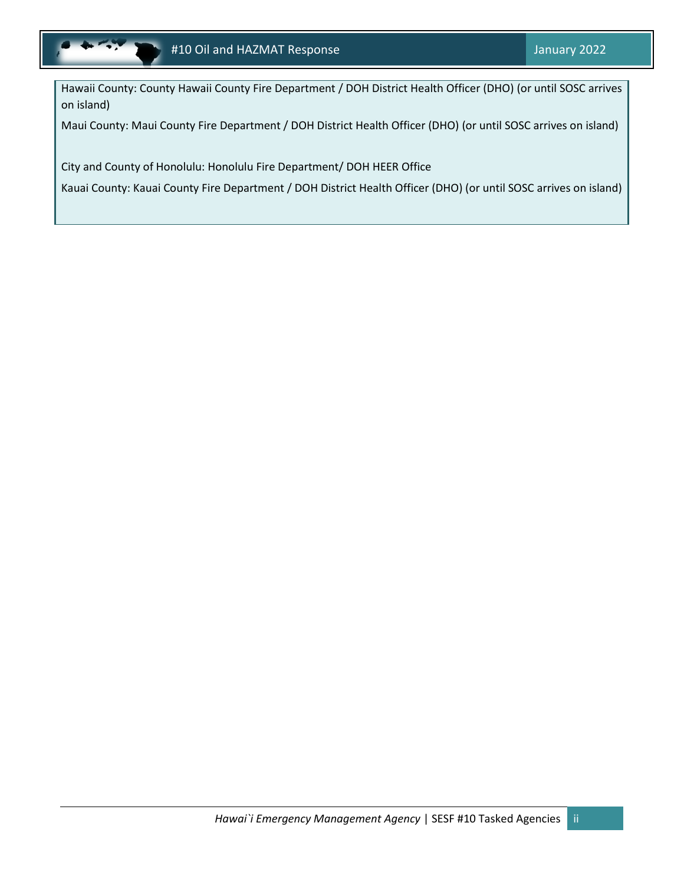Hawaii County: County Hawaii County Fire Department / DOH District Health Officer (DHO) (or until SOSC arrives on island)

Maui County: Maui County Fire Department / DOH District Health Officer (DHO) (or until SOSC arrives on island)

City and County of Honolulu: Honolulu Fire Department/ DOH HEER Office

Kauai County: Kauai County Fire Department / DOH District Health Officer (DHO) (or until SOSC arrives on island)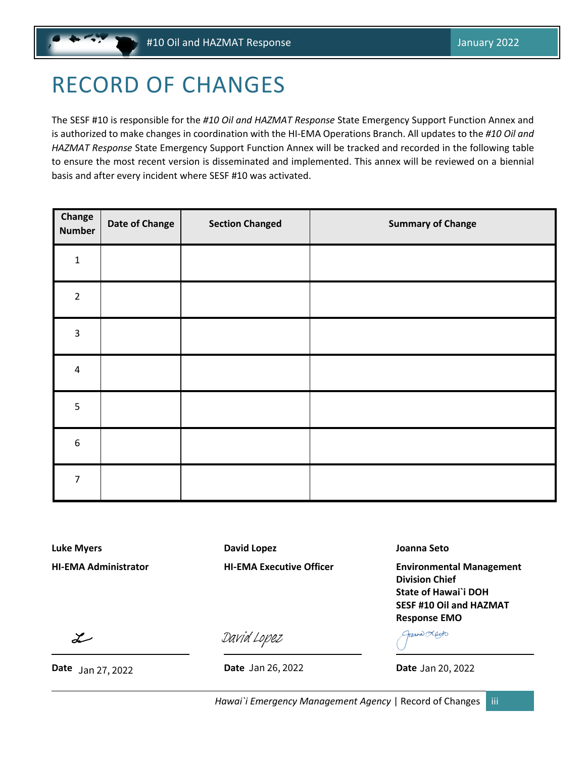# RECORD OF CHANGES

The SESF #10 is responsible for the *#10 Oil and HAZMAT Response* State Emergency Support Function Annex and is authorized to make changes in coordination with the HI-EMA Operations Branch. All updates to the *#10 Oil and HAZMAT Response* State Emergency Support Function Annex will be tracked and recorded in the following table to ensure the most recent version is disseminated and implemented. This annex will be reviewed on a biennial basis and after every incident where SESF #10 was activated.

| Change Number | Date of Change | Section Changed | Summary of Change |
|---|---|---|---|
| 1 | | | |
| 2 | | | |
| 3 | | | |
| 4 | | | |
| 5 | | | |
| 6 | | | |
| 7 | | | |

**Luke Myers**

**HI-EMA Administrator**

**Date** Jan 27, 2022

**David Lopez**

**HI-EMA Executive Officer**

David Lopez

**Date** Jan 26, 2022

**Joanna Seto**

**Environmental Management Division Chief**
**State of Hawai`i DOH**
**SESF #10 Oil and HAZMAT Response EMO**

**Date** Jan 20, 2022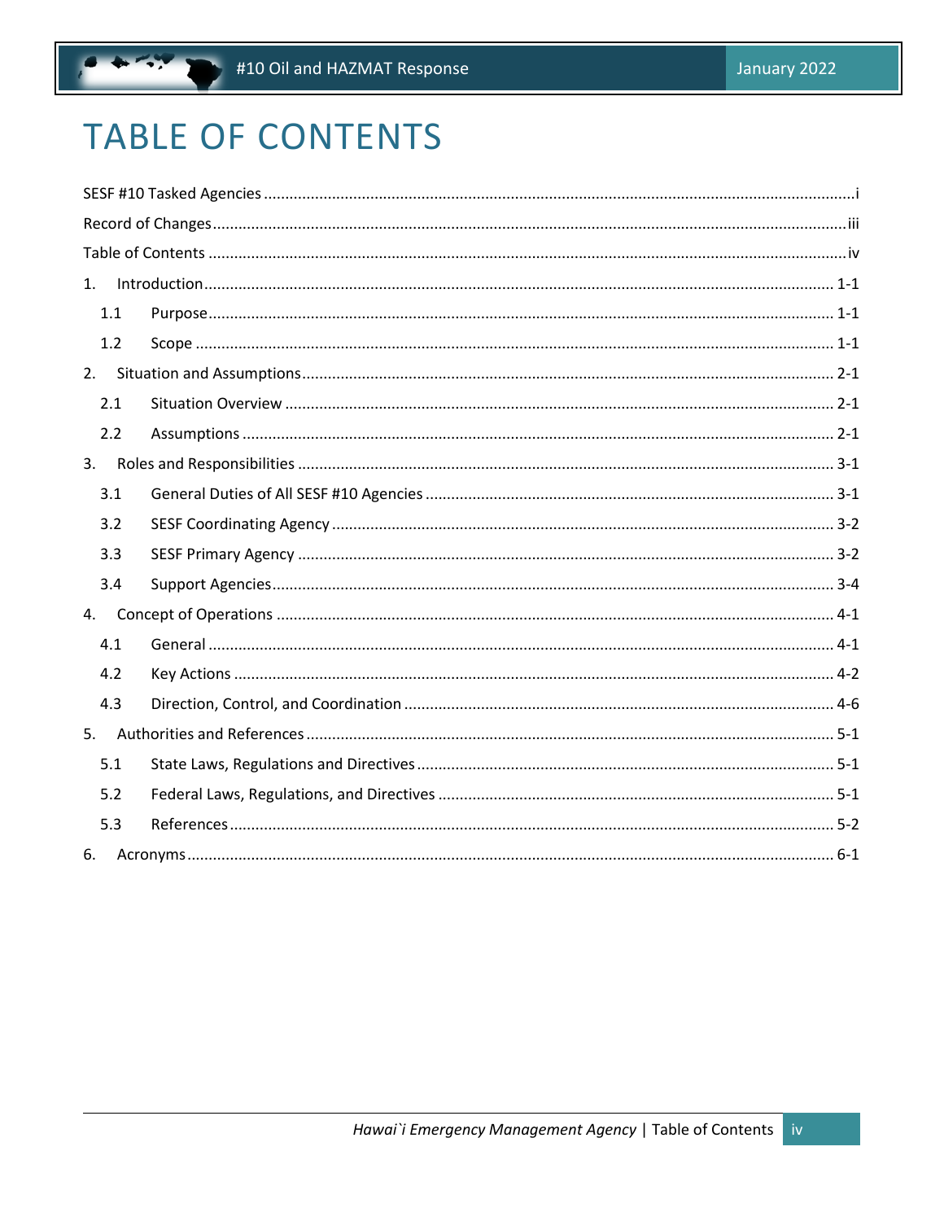# TABLE OF CONTENTS

SESF #10 Tasked Agencies ..................................................... i

Record of Changes ..................................................... iii

Table of Contents ..................................................... iv

1. Introduction ..................................................... 1-1
   - 1.1 Purpose ..................................................... 1-1
   - 1.2 Scope ..................................................... 1-1
2. Situation and Assumptions ..................................................... 2-1
   - 2.1 Situation Overview ..................................................... 2-1
   - 2.2 Assumptions ..................................................... 2-1
3. Roles and Responsibilities ..................................................... 3-1
   - 3.1 General Duties of All SESF #10 Agencies ..................................................... 3-1
   - 3.2 SESF Coordinating Agency ..................................................... 3-2
   - 3.3 SESF Primary Agency ..................................................... 3-2
   - 3.4 Support Agencies ..................................................... 3-4
4. Concept of Operations ..................................................... 4-1
   - 4.1 General ..................................................... 4-1
   - 4.2 Key Actions ..................................................... 4-2
   - 4.3 Direction, Control, and Coordination ..................................................... 4-6
5. Authorities and References ..................................................... 5-1
   - 5.1 State Laws, Regulations and Directives ..................................................... 5-1
   - 5.2 Federal Laws, Regulations, and Directives ..................................................... 5-1
   - 5.3 References ..................................................... 5-2
6. Acronyms ..................................................... 6-1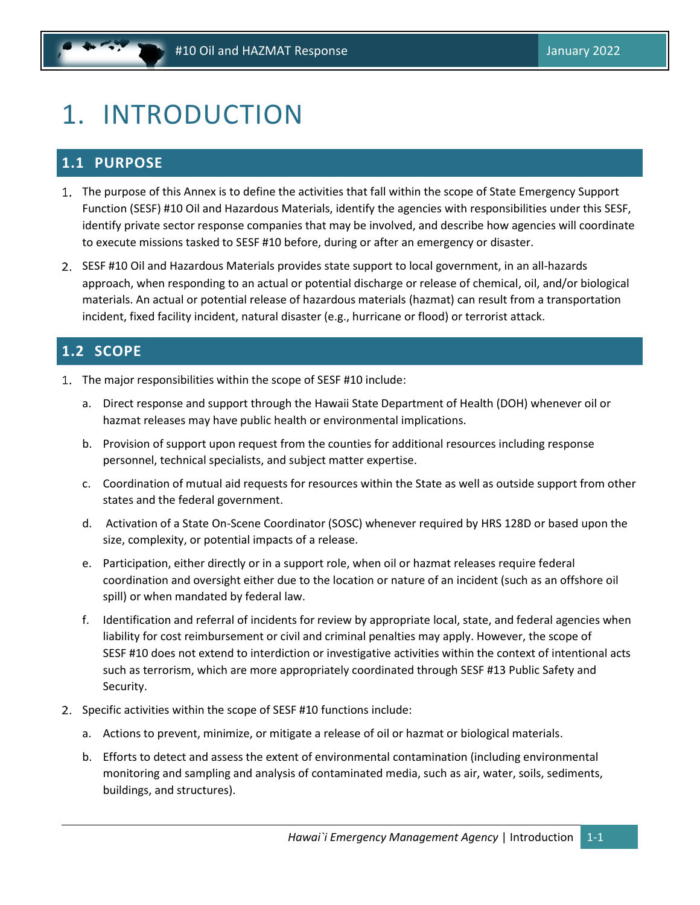# 1. INTRODUCTION

## 1.1 PURPOSE

1. The purpose of this Annex is to define the activities that fall within the scope of State Emergency Support Function (SESF) #10 Oil and Hazardous Materials, identify the agencies with responsibilities under this SESF, identify private sector response companies that may be involved, and describe how agencies will coordinate to execute missions tasked to SESF #10 before, during or after an emergency or disaster.
2. SESF #10 Oil and Hazardous Materials provides state support to local government, in an all-hazards approach, when responding to an actual or potential discharge or release of chemical, oil, and/or biological materials. An actual or potential release of hazardous materials (hazmat) can result from a transportation incident, fixed facility incident, natural disaster (e.g., hurricane or flood) or terrorist attack.

## 1.2 SCOPE

1. The major responsibilities within the scope of SESF #10 include:
   a. Direct response and support through the Hawaii State Department of Health (DOH) whenever oil or hazmat releases may have public health or environmental implications.
   b. Provision of support upon request from the counties for additional resources including response personnel, technical specialists, and subject matter expertise.
   c. Coordination of mutual aid requests for resources within the State as well as outside support from other states and the federal government.
   d. Activation of a State On-Scene Coordinator (SOSC) whenever required by HRS 128D or based upon the size, complexity, or potential impacts of a release.
   e. Participation, either directly or in a support role, when oil or hazmat releases require federal coordination and oversight either due to the location or nature of an incident (such as an offshore oil spill) or when mandated by federal law.
   f. Identification and referral of incidents for review by appropriate local, state, and federal agencies when liability for cost reimbursement or civil and criminal penalties may apply. However, the scope of SESF #10 does not extend to interdiction or investigative activities within the context of intentional acts such as terrorism, which are more appropriately coordinated through SESF #13 Public Safety and Security.
2. Specific activities within the scope of SESF #10 functions include:
   a. Actions to prevent, minimize, or mitigate a release of oil or hazmat or biological materials.
   b. Efforts to detect and assess the extent of environmental contamination (including environmental monitoring and sampling and analysis of contaminated media, such as air, water, soils, sediments, buildings, and structures).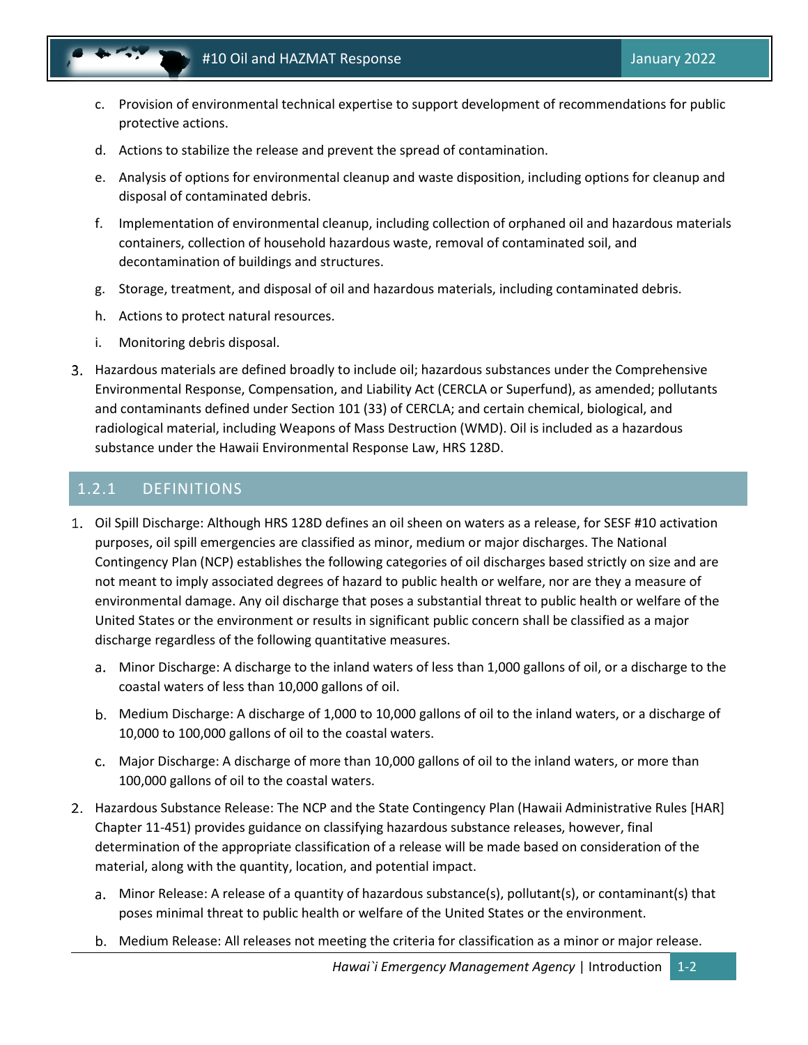c. Provision of environmental technical expertise to support development of recommendations for public protective actions.

d. Actions to stabilize the release and prevent the spread of contamination.

e. Analysis of options for environmental cleanup and waste disposition, including options for cleanup and disposal of contaminated debris.

f. Implementation of environmental cleanup, including collection of orphaned oil and hazardous materials containers, collection of household hazardous waste, removal of contaminated soil, and decontamination of buildings and structures.

g. Storage, treatment, and disposal of oil and hazardous materials, including contaminated debris.

h. Actions to protect natural resources.

i. Monitoring debris disposal.

3. Hazardous materials are defined broadly to include oil; hazardous substances under the Comprehensive Environmental Response, Compensation, and Liability Act (CERCLA or Superfund), as amended; pollutants and contaminants defined under Section 101 (33) of CERCLA; and certain chemical, biological, and radiological material, including Weapons of Mass Destruction (WMD). Oil is included as a hazardous substance under the Hawaii Environmental Response Law, HRS 128D.

### 1.2.1 DEFINITIONS

1. Oil Spill Discharge: Although HRS 128D defines an oil sheen on waters as a release, for SESF #10 activation purposes, oil spill emergencies are classified as minor, medium or major discharges. The National Contingency Plan (NCP) establishes the following categories of oil discharges based strictly on size and are not meant to imply associated degrees of hazard to public health or welfare, nor are they a measure of environmental damage. Any oil discharge that poses a substantial threat to public health or welfare of the United States or the environment or results in significant public concern shall be classified as a major discharge regardless of the following quantitative measures.

   a. Minor Discharge: A discharge to the inland waters of less than 1,000 gallons of oil, or a discharge to the coastal waters of less than 10,000 gallons of oil.

   b. Medium Discharge: A discharge of 1,000 to 10,000 gallons of oil to the inland waters, or a discharge of 10,000 to 100,000 gallons of oil to the coastal waters.

   c. Major Discharge: A discharge of more than 10,000 gallons of oil to the inland waters, or more than 100,000 gallons of oil to the coastal waters.

2. Hazardous Substance Release: The NCP and the State Contingency Plan (Hawaii Administrative Rules [HAR] Chapter 11-451) provides guidance on classifying hazardous substance releases, however, final determination of the appropriate classification of a release will be made based on consideration of the material, along with the quantity, location, and potential impact.

   a. Minor Release: A release of a quantity of hazardous substance(s), pollutant(s), or contaminant(s) that poses minimal threat to public health or welfare of the United States or the environment.

   b. Medium Release: All releases not meeting the criteria for classification as a minor or major release.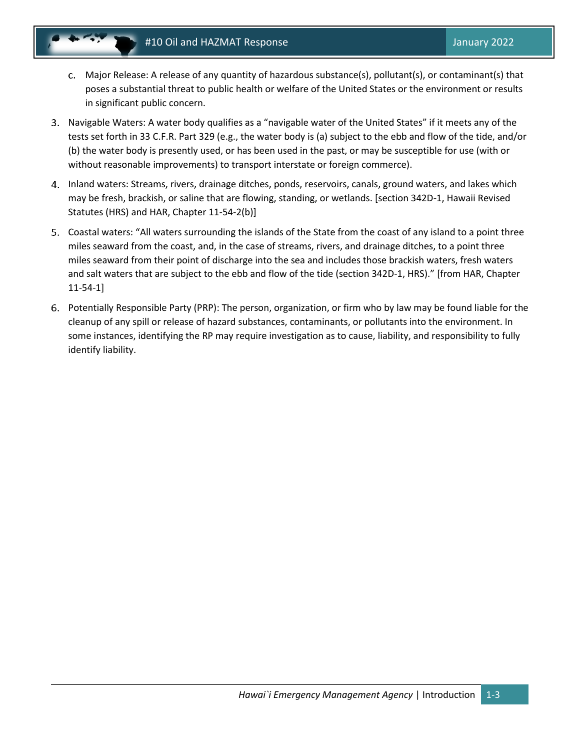c. Major Release: A release of any quantity of hazardous substance(s), pollutant(s), or contaminant(s) that poses a substantial threat to public health or welfare of the United States or the environment or results in significant public concern.

3. Navigable Waters: A water body qualifies as a "navigable water of the United States" if it meets any of the tests set forth in 33 C.F.R. Part 329 (e.g., the water body is (a) subject to the ebb and flow of the tide, and/or (b) the water body is presently used, or has been used in the past, or may be susceptible for use (with or without reasonable improvements) to transport interstate or foreign commerce).

4. Inland waters: Streams, rivers, drainage ditches, ponds, reservoirs, canals, ground waters, and lakes which may be fresh, brackish, or saline that are flowing, standing, or wetlands. [section 342D-1, Hawaii Revised Statutes (HRS) and HAR, Chapter 11-54-2(b)]

5. Coastal waters: "All waters surrounding the islands of the State from the coast of any island to a point three miles seaward from the coast, and, in the case of streams, rivers, and drainage ditches, to a point three miles seaward from their point of discharge into the sea and includes those brackish waters, fresh waters and salt waters that are subject to the ebb and flow of the tide (section 342D-1, HRS)." [from HAR, Chapter 11-54-1]

6. Potentially Responsible Party (PRP): The person, organization, or firm who by law may be found liable for the cleanup of any spill or release of hazard substances, contaminants, or pollutants into the environment. In some instances, identifying the RP may require investigation as to cause, liability, and responsibility to fully identify liability.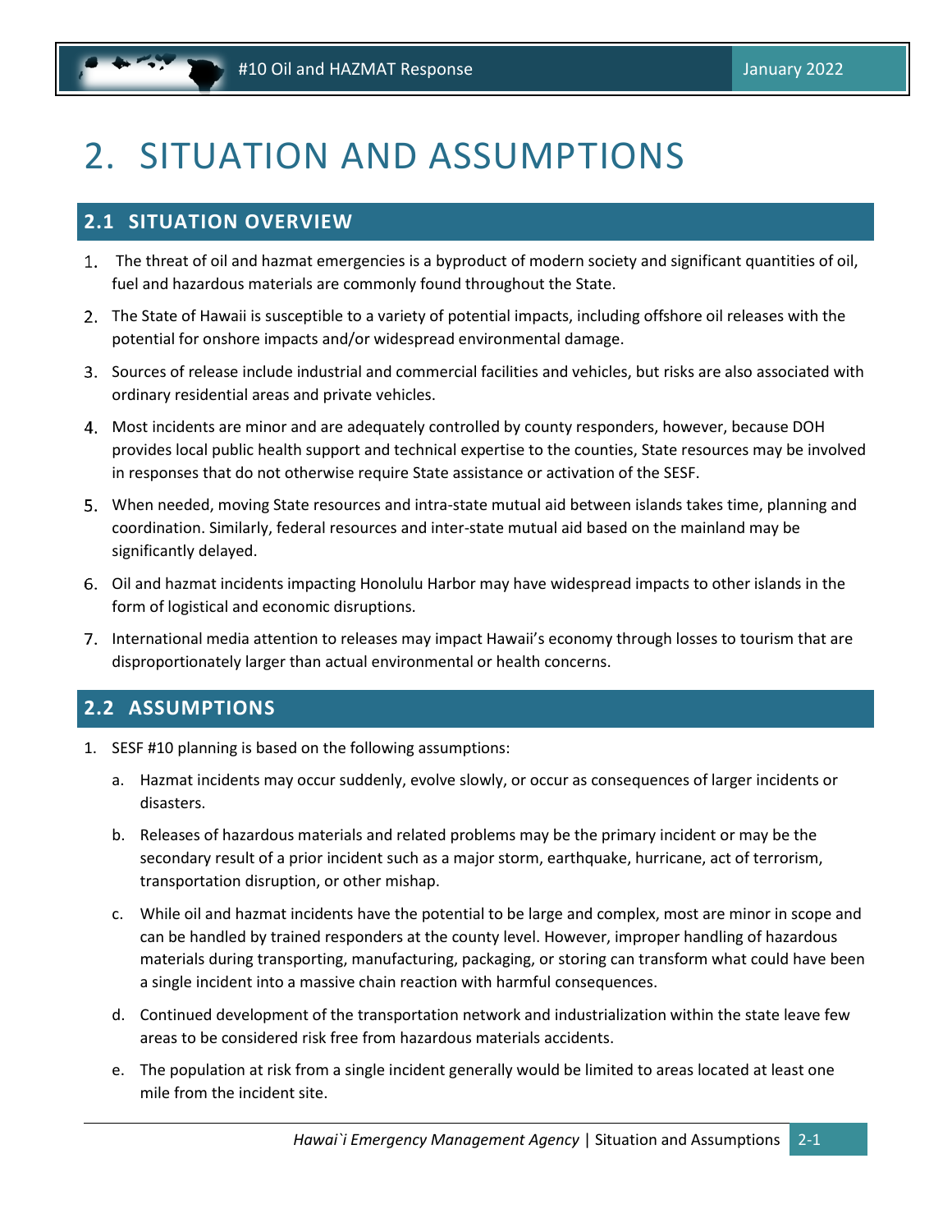# 2. SITUATION AND ASSUMPTIONS

## 2.1 SITUATION OVERVIEW

1. The threat of oil and hazmat emergencies is a byproduct of modern society and significant quantities of oil, fuel and hazardous materials are commonly found throughout the State.
2. The State of Hawaii is susceptible to a variety of potential impacts, including offshore oil releases with the potential for onshore impacts and/or widespread environmental damage.
3. Sources of release include industrial and commercial facilities and vehicles, but risks are also associated with ordinary residential areas and private vehicles.
4. Most incidents are minor and are adequately controlled by county responders, however, because DOH provides local public health support and technical expertise to the counties, State resources may be involved in responses that do not otherwise require State assistance or activation of the SESF.
5. When needed, moving State resources and intra-state mutual aid between islands takes time, planning and coordination. Similarly, federal resources and inter-state mutual aid based on the mainland may be significantly delayed.
6. Oil and hazmat incidents impacting Honolulu Harbor may have widespread impacts to other islands in the form of logistical and economic disruptions.
7. International media attention to releases may impact Hawaii's economy through losses to tourism that are disproportionately larger than actual environmental or health concerns.

## 2.2 ASSUMPTIONS

1. SESF #10 planning is based on the following assumptions:
   a. Hazmat incidents may occur suddenly, evolve slowly, or occur as consequences of larger incidents or disasters.
   b. Releases of hazardous materials and related problems may be the primary incident or may be the secondary result of a prior incident such as a major storm, earthquake, hurricane, act of terrorism, transportation disruption, or other mishap.
   c. While oil and hazmat incidents have the potential to be large and complex, most are minor in scope and can be handled by trained responders at the county level. However, improper handling of hazardous materials during transporting, manufacturing, packaging, or storing can transform what could have been a single incident into a massive chain reaction with harmful consequences.
   d. Continued development of the transportation network and industrialization within the state leave few areas to be considered risk free from hazardous materials accidents.
   e. The population at risk from a single incident generally would be limited to areas located at least one mile from the incident site.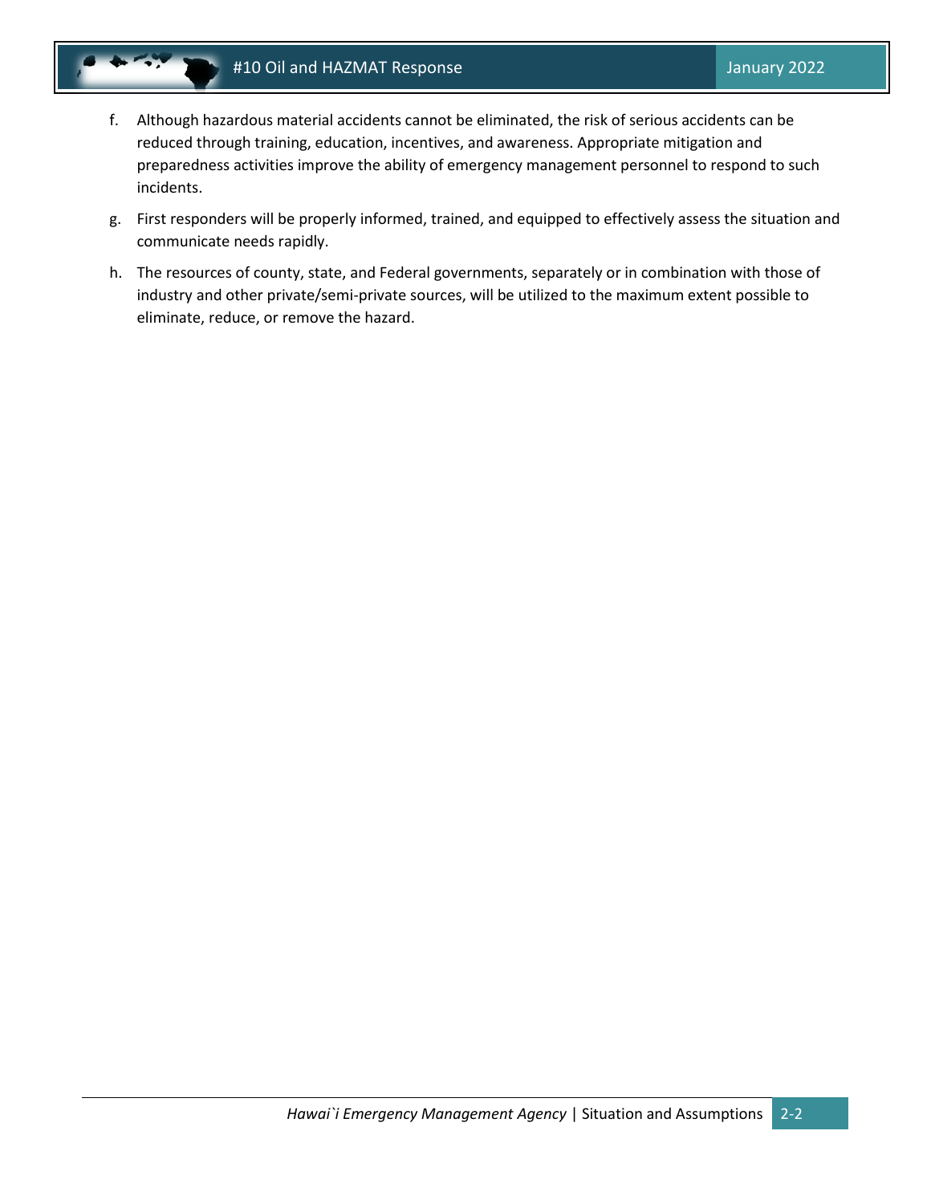f. Although hazardous material accidents cannot be eliminated, the risk of serious accidents can be reduced through training, education, incentives, and awareness. Appropriate mitigation and preparedness activities improve the ability of emergency management personnel to respond to such incidents.

g. First responders will be properly informed, trained, and equipped to effectively assess the situation and communicate needs rapidly.

h. The resources of county, state, and Federal governments, separately or in combination with those of industry and other private/semi-private sources, will be utilized to the maximum extent possible to eliminate, reduce, or remove the hazard.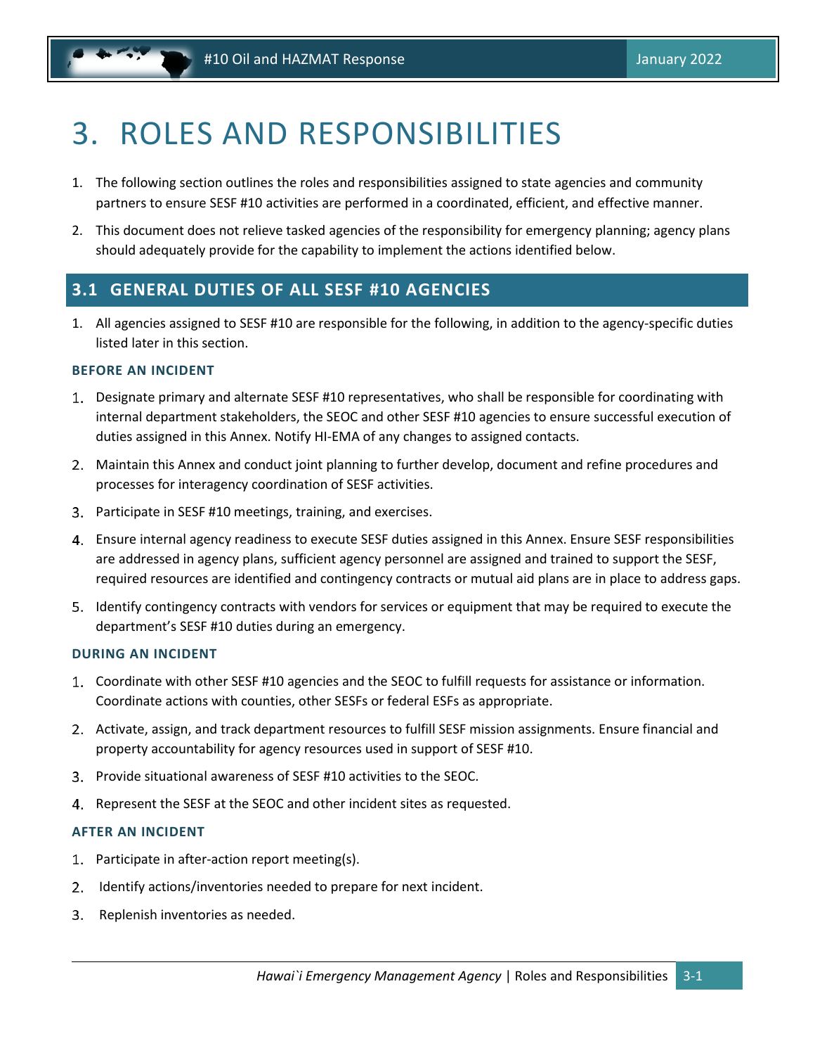# 3. ROLES AND RESPONSIBILITIES

1. The following section outlines the roles and responsibilities assigned to state agencies and community partners to ensure SESF #10 activities are performed in a coordinated, efficient, and effective manner.
2. This document does not relieve tasked agencies of the responsibility for emergency planning; agency plans should adequately provide for the capability to implement the actions identified below.

## 3.1 GENERAL DUTIES OF ALL SESF #10 AGENCIES

1. All agencies assigned to SESF #10 are responsible for the following, in addition to the agency-specific duties listed later in this section.

### BEFORE AN INCIDENT

1. Designate primary and alternate SESF #10 representatives, who shall be responsible for coordinating with internal department stakeholders, the SEOC and other SESF #10 agencies to ensure successful execution of duties assigned in this Annex. Notify HI-EMA of any changes to assigned contacts.
2. Maintain this Annex and conduct joint planning to further develop, document and refine procedures and processes for interagency coordination of SESF activities.
3. Participate in SESF #10 meetings, training, and exercises.
4. Ensure internal agency readiness to execute SESF duties assigned in this Annex. Ensure SESF responsibilities are addressed in agency plans, sufficient agency personnel are assigned and trained to support the SESF, required resources are identified and contingency contracts or mutual aid plans are in place to address gaps.
5. Identify contingency contracts with vendors for services or equipment that may be required to execute the department's SESF #10 duties during an emergency.

### DURING AN INCIDENT

1. Coordinate with other SESF #10 agencies and the SEOC to fulfill requests for assistance or information. Coordinate actions with counties, other SESFs or federal ESFs as appropriate.
2. Activate, assign, and track department resources to fulfill SESF mission assignments. Ensure financial and property accountability for agency resources used in support of SESF #10.
3. Provide situational awareness of SESF #10 activities to the SEOC.
4. Represent the SESF at the SEOC and other incident sites as requested.

### AFTER AN INCIDENT

1. Participate in after-action report meeting(s).
2. Identify actions/inventories needed to prepare for next incident.
3. Replenish inventories as needed.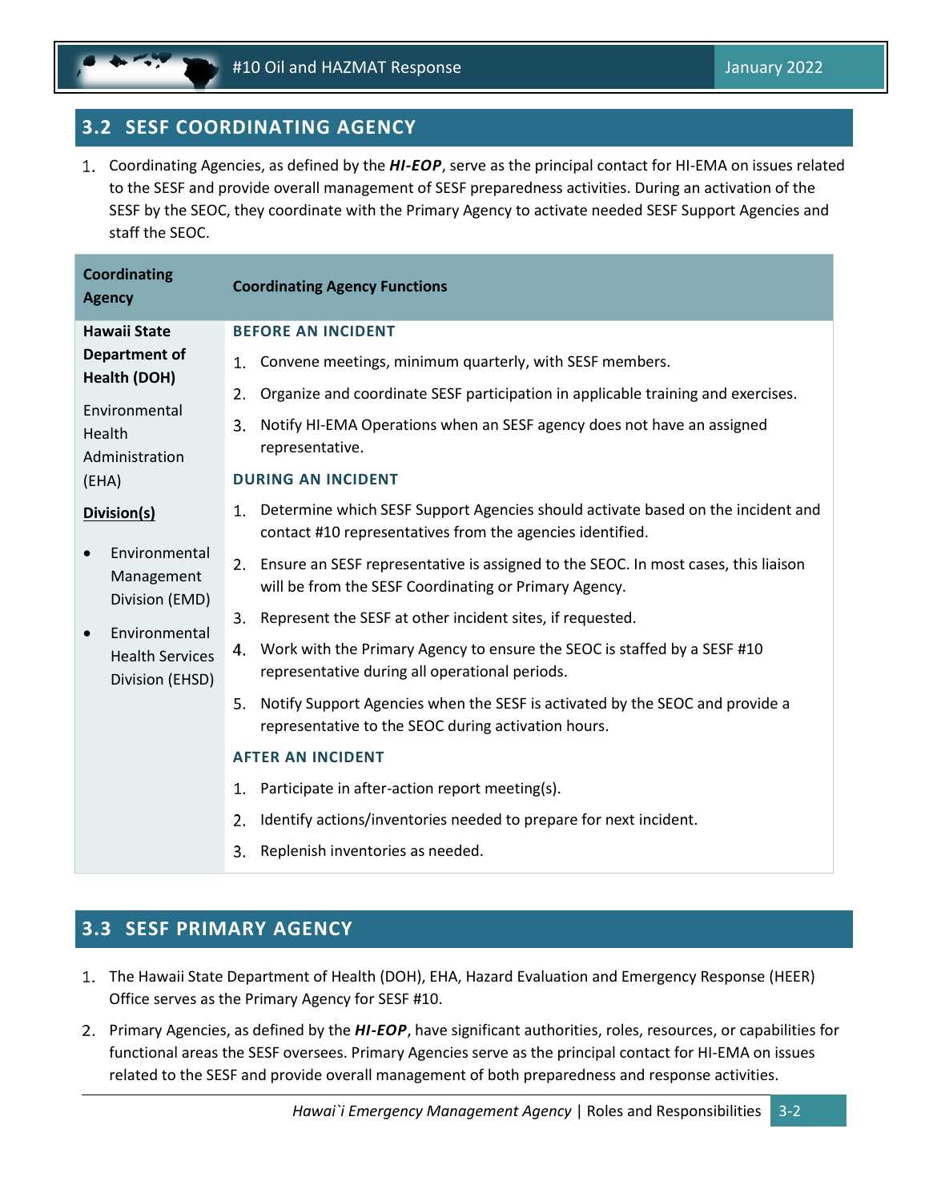## 3.2 SESF COORDINATING AGENCY

1. Coordinating Agencies, as defined by the ***HI-EOP***, serve as the principal contact for HI-EMA on issues related to the SESF and provide overall management of SESF preparedness activities. During an activation of the SESF by the SEOC, they coordinate with the Primary Agency to activate needed SESF Support Agencies and staff the SEOC.

| Coordinating Agency | Coordinating Agency Functions |
|---|---|
| **Hawaii State Department of Health (DOH)**<br><br>Environmental Health Administration (EHA)<br><br>**Division(s)**<br>• Environmental Management Division (EMD)<br>• Environmental Health Services Division (EHSD) | **BEFORE AN INCIDENT**<br>1. Convene meetings, minimum quarterly, with SESF members.<br>2. Organize and coordinate SESF participation in applicable training and exercises.<br>3. Notify HI-EMA Operations when an SESF agency does not have an assigned representative.<br><br>**DURING AN INCIDENT**<br>1. Determine which SESF Support Agencies should activate based on the incident and contact #10 representatives from the agencies identified.<br>2. Ensure an SESF representative is assigned to the SEOC. In most cases, this liaison will be from the SESF Coordinating or Primary Agency.<br>3. Represent the SESF at other incident sites, if requested.<br>4. Work with the Primary Agency to ensure the SEOC is staffed by a SESF #10 representative during all operational periods.<br>5. Notify Support Agencies when the SESF is activated by the SEOC and provide a representative to the SEOC during activation hours.<br><br>**AFTER AN INCIDENT**<br>1. Participate in after-action report meeting(s).<br>2. Identify actions/inventories needed to prepare for next incident.<br>3. Replenish inventories as needed. |

## 3.3 SESF PRIMARY AGENCY

1. The Hawaii State Department of Health (DOH), EHA, Hazard Evaluation and Emergency Response (HEER) Office serves as the Primary Agency for SESF #10.
2. Primary Agencies, as defined by the ***HI-EOP***, have significant authorities, roles, resources, or capabilities for functional areas the SESF oversees. Primary Agencies serve as the principal contact for HI-EMA on issues related to the SESF and provide overall management of both preparedness and response activities.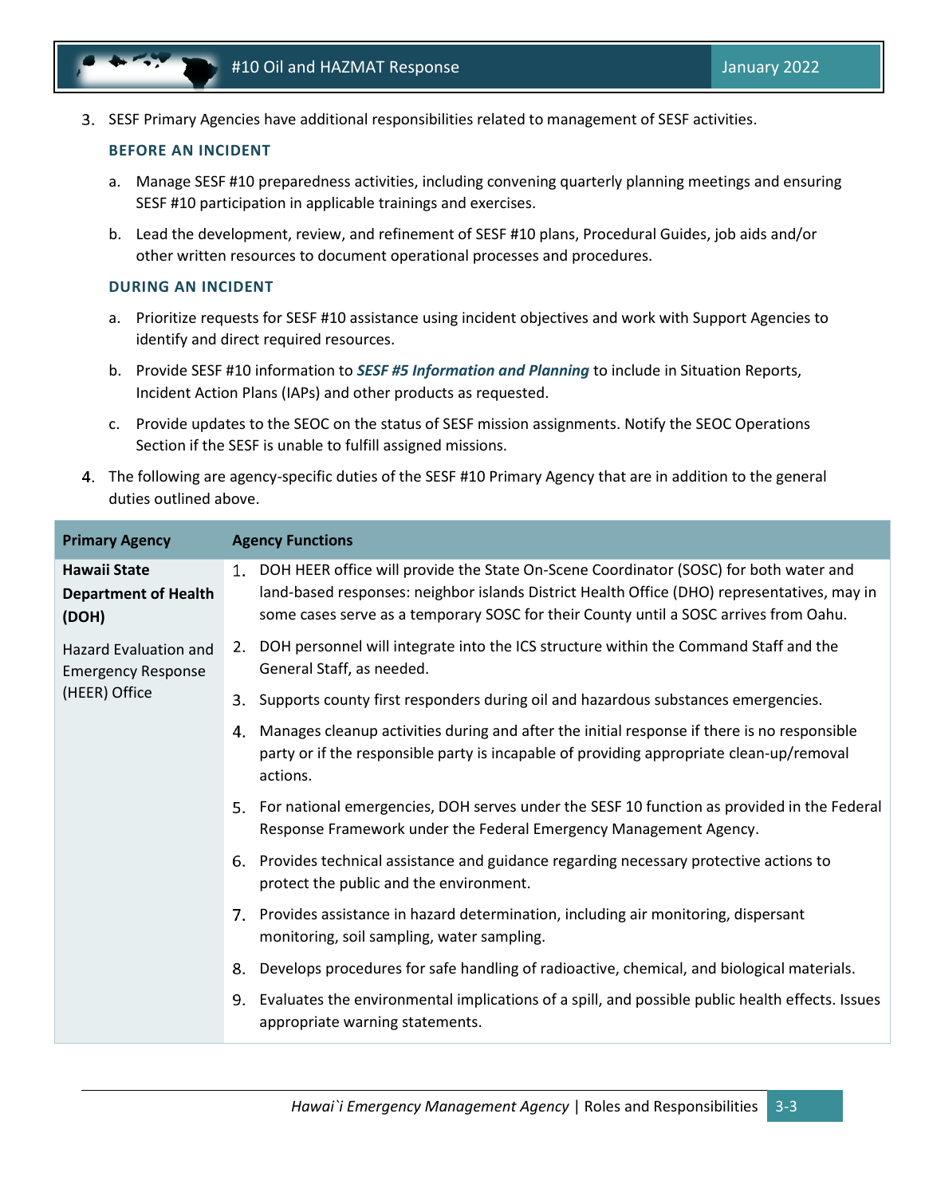3. SESF Primary Agencies have additional responsibilities related to management of SESF activities.

#### BEFORE AN INCIDENT

a. Manage SESF #10 preparedness activities, including convening quarterly planning meetings and ensuring SESF #10 participation in applicable trainings and exercises.

b. Lead the development, review, and refinement of SESF #10 plans, Procedural Guides, job aids and/or other written resources to document operational processes and procedures.

#### DURING AN INCIDENT

a. Prioritize requests for SESF #10 assistance using incident objectives and work with Support Agencies to identify and direct required resources.

b. Provide SESF #10 information to ***SESF #5 Information and Planning*** to include in Situation Reports, Incident Action Plans (IAPs) and other products as requested.

c. Provide updates to the SEOC on the status of SESF mission assignments. Notify the SEOC Operations Section if the SESF is unable to fulfill assigned missions.

4. The following are agency-specific duties of the SESF #10 Primary Agency that are in addition to the general duties outlined above.

| Primary Agency | Agency Functions |
|---|---|
| **Hawaii State Department of Health (DOH)**<br><br>Hazard Evaluation and Emergency Response (HEER) Office | 1. DOH HEER office will provide the State On-Scene Coordinator (SOSC) for both water and land-based responses: neighbor islands District Health Office (DHO) representatives, may in some cases serve as a temporary SOSC for their County until a SOSC arrives from Oahu.<br>2. DOH personnel will integrate into the ICS structure within the Command Staff and the General Staff, as needed.<br>3. Supports county first responders during oil and hazardous substances emergencies.<br>4. Manages cleanup activities during and after the initial response if there is no responsible party or if the responsible party is incapable of providing appropriate clean-up/removal actions.<br>5. For national emergencies, DOH serves under the SESF 10 function as provided in the Federal Response Framework under the Federal Emergency Management Agency.<br>6. Provides technical assistance and guidance regarding necessary protective actions to protect the public and the environment.<br>7. Provides assistance in hazard determination, including air monitoring, dispersant monitoring, soil sampling, water sampling.<br>8. Develops procedures for safe handling of radioactive, chemical, and biological materials.<br>9. Evaluates the environmental implications of a spill, and possible public health effects. Issues appropriate warning statements. |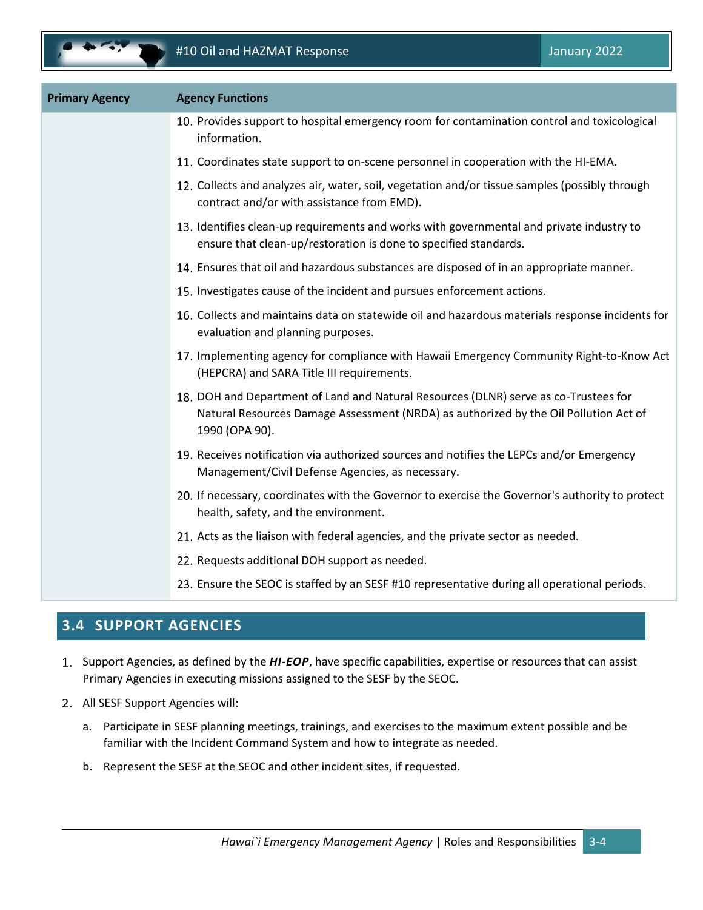| Primary Agency | Agency Functions |
|---|---|
| | 10. Provides support to hospital emergency room for contamination control and toxicological information. |
| | 11. Coordinates state support to on-scene personnel in cooperation with the HI-EMA. |
| | 12. Collects and analyzes air, water, soil, vegetation and/or tissue samples (possibly through contract and/or with assistance from EMD). |
| | 13. Identifies clean-up requirements and works with governmental and private industry to ensure that clean-up/restoration is done to specified standards. |
| | 14. Ensures that oil and hazardous substances are disposed of in an appropriate manner. |
| | 15. Investigates cause of the incident and pursues enforcement actions. |
| | 16. Collects and maintains data on statewide oil and hazardous materials response incidents for evaluation and planning purposes. |
| | 17. Implementing agency for compliance with Hawaii Emergency Community Right-to-Know Act (HEPCRA) and SARA Title III requirements. |
| | 18. DOH and Department of Land and Natural Resources (DLNR) serve as co-Trustees for Natural Resources Damage Assessment (NRDA) as authorized by the Oil Pollution Act of 1990 (OPA 90). |
| | 19. Receives notification via authorized sources and notifies the LEPCs and/or Emergency Management/Civil Defense Agencies, as necessary. |
| | 20. If necessary, coordinates with the Governor to exercise the Governor's authority to protect health, safety, and the environment. |
| | 21. Acts as the liaison with federal agencies, and the private sector as needed. |
| | 22. Requests additional DOH support as needed. |
| | 23. Ensure the SEOC is staffed by an SESF #10 representative during all operational periods. |

## 3.4 SUPPORT AGENCIES

1. Support Agencies, as defined by the ***HI-EOP***, have specific capabilities, expertise or resources that can assist Primary Agencies in executing missions assigned to the SESF by the SEOC.
2. All SESF Support Agencies will:
   a. Participate in SESF planning meetings, trainings, and exercises to the maximum extent possible and be familiar with the Incident Command System and how to integrate as needed.
   b. Represent the SESF at the SEOC and other incident sites, if requested.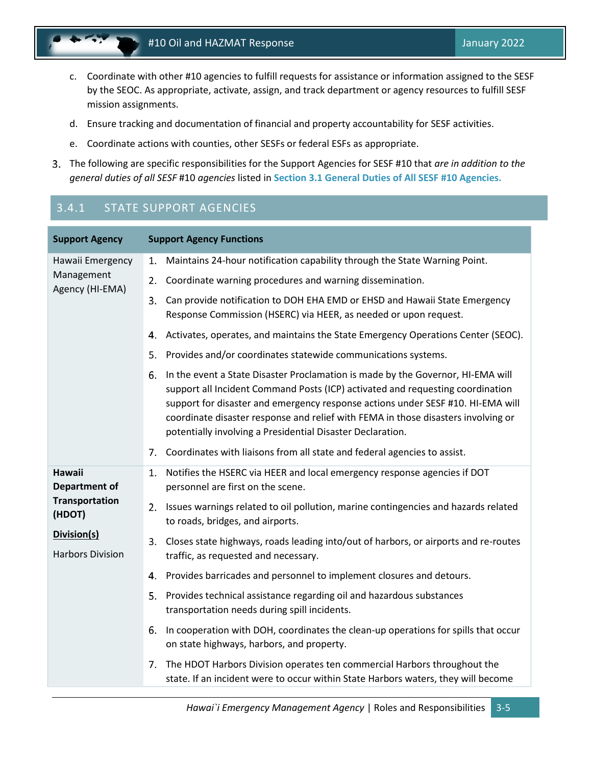c. Coordinate with other #10 agencies to fulfill requests for assistance or information assigned to the SESF by the SEOC. As appropriate, activate, assign, and track department or agency resources to fulfill SESF mission assignments.

d. Ensure tracking and documentation of financial and property accountability for SESF activities.

e. Coordinate actions with counties, other SESFs or federal ESFs as appropriate.

3. The following are specific responsibilities for the Support Agencies for SESF #10 that *are in addition to the general duties of all SESF* #10 *agencies* listed in **Section 3.1 General Duties of All SESF #10 Agencies.**

### 3.4.1 STATE SUPPORT AGENCIES

| Support Agency | Support Agency Functions |
|---|---|
| Hawaii Emergency Management Agency (HI-EMA) | 1. Maintains 24-hour notification capability through the State Warning Point.<br>2. Coordinate warning procedures and warning dissemination.<br>3. Can provide notification to DOH EHA EMD or EHSD and Hawaii State Emergency Response Commission (HSERC) via HEER, as needed or upon request.<br>4. Activates, operates, and maintains the State Emergency Operations Center (SEOC).<br>5. Provides and/or coordinates statewide communications systems.<br>6. In the event a State Disaster Proclamation is made by the Governor, HI-EMA will support all Incident Command Posts (ICP) activated and requesting coordination support for disaster and emergency response actions under SESF #10. HI-EMA will coordinate disaster response and relief with FEMA in those disasters involving or potentially involving a Presidential Disaster Declaration.<br>7. Coordinates with liaisons from all state and federal agencies to assist. |
| **Hawaii Department of Transportation (HDOT)**<br><br>**<u>Division(s)</u>**<br><br>Harbors Division | 1. Notifies the HSERC via HEER and local emergency response agencies if DOT personnel are first on the scene.<br>2. Issues warnings related to oil pollution, marine contingencies and hazards related to roads, bridges, and airports.<br>3. Closes state highways, roads leading into/out of harbors, or airports and re-routes traffic, as requested and necessary.<br>4. Provides barricades and personnel to implement closures and detours.<br>5. Provides technical assistance regarding oil and hazardous substances transportation needs during spill incidents.<br>6. In cooperation with DOH, coordinates the clean-up operations for spills that occur on state highways, harbors, and property.<br>7. The HDOT Harbors Division operates ten commercial Harbors throughout the state. If an incident were to occur within State Harbors waters, they will become |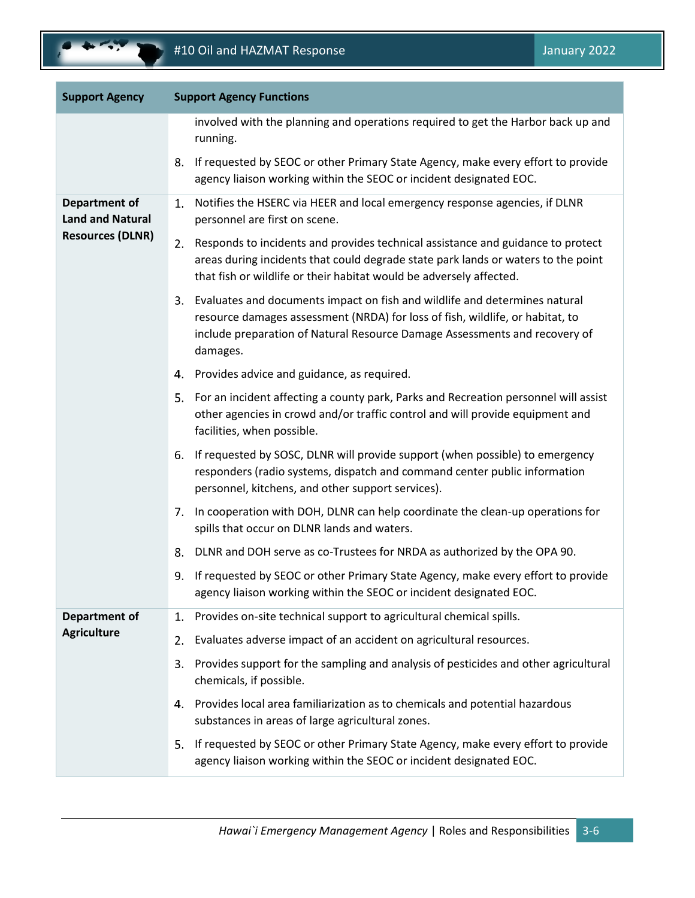| Support Agency | Support Agency Functions |
|---|---|
| | involved with the planning and operations required to get the Harbor back up and running.<br>8. If requested by SEOC or other Primary State Agency, make every effort to provide agency liaison working within the SEOC or incident designated EOC. |
| **Department of Land and Natural Resources (DLNR)** | 1. Notifies the HSERC via HEER and local emergency response agencies, if DLNR personnel are first on scene.<br>2. Responds to incidents and provides technical assistance and guidance to protect areas during incidents that could degrade state park lands or waters to the point that fish or wildlife or their habitat would be adversely affected.<br>3. Evaluates and documents impact on fish and wildlife and determines natural resource damages assessment (NRDA) for loss of fish, wildlife, or habitat, to include preparation of Natural Resource Damage Assessments and recovery of damages.<br>4. Provides advice and guidance, as required.<br>5. For an incident affecting a county park, Parks and Recreation personnel will assist other agencies in crowd and/or traffic control and will provide equipment and facilities, when possible.<br>6. If requested by SOSC, DLNR will provide support (when possible) to emergency responders (radio systems, dispatch and command center public information personnel, kitchens, and other support services).<br>7. In cooperation with DOH, DLNR can help coordinate the clean-up operations for spills that occur on DLNR lands and waters.<br>8. DLNR and DOH serve as co-Trustees for NRDA as authorized by the OPA 90.<br>9. If requested by SEOC or other Primary State Agency, make every effort to provide agency liaison working within the SEOC or incident designated EOC. |
| **Department of Agriculture** | 1. Provides on-site technical support to agricultural chemical spills.<br>2. Evaluates adverse impact of an accident on agricultural resources.<br>3. Provides support for the sampling and analysis of pesticides and other agricultural chemicals, if possible.<br>4. Provides local area familiarization as to chemicals and potential hazardous substances in areas of large agricultural zones.<br>5. If requested by SEOC or other Primary State Agency, make every effort to provide agency liaison working within the SEOC or incident designated EOC. |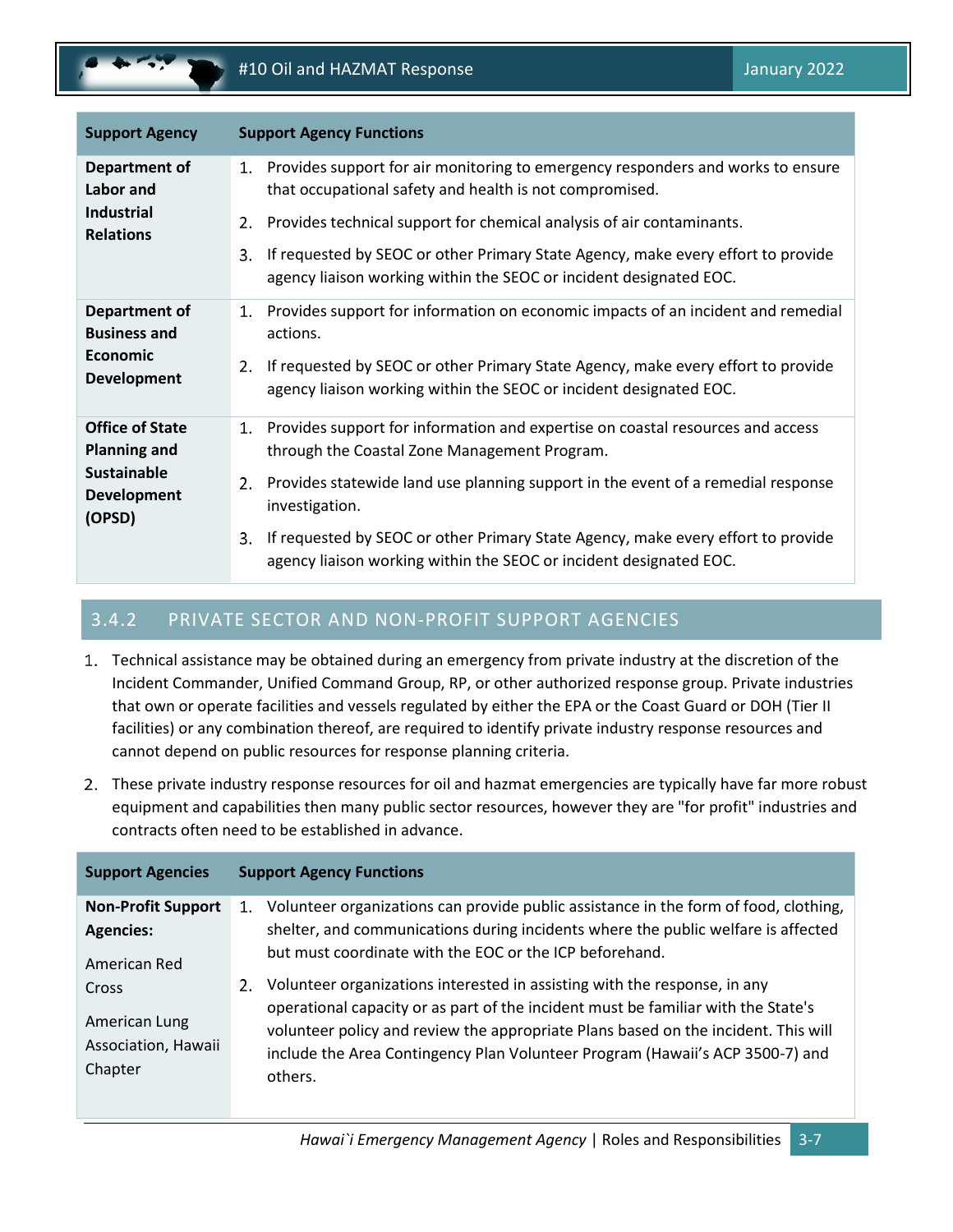| Support Agency | Support Agency Functions |
|---|---|
| **Department of Labor and Industrial Relations** | 1. Provides support for air monitoring to emergency responders and works to ensure that occupational safety and health is not compromised.<br>2. Provides technical support for chemical analysis of air contaminants.<br>3. If requested by SEOC or other Primary State Agency, make every effort to provide agency liaison working within the SEOC or incident designated EOC. |
| **Department of Business and Economic Development** | 1. Provides support for information on economic impacts of an incident and remedial actions.<br>2. If requested by SEOC or other Primary State Agency, make every effort to provide agency liaison working within the SEOC or incident designated EOC. |
| **Office of State Planning and Sustainable Development (OPSD)** | 1. Provides support for information and expertise on coastal resources and access through the Coastal Zone Management Program.<br>2. Provides statewide land use planning support in the event of a remedial response investigation.<br>3. If requested by SEOC or other Primary State Agency, make every effort to provide agency liaison working within the SEOC or incident designated EOC. |

## 3.4.2 PRIVATE SECTOR AND NON-PROFIT SUPPORT AGENCIES

1. Technical assistance may be obtained during an emergency from private industry at the discretion of the Incident Commander, Unified Command Group, RP, or other authorized response group. Private industries that own or operate facilities and vessels regulated by either the EPA or the Coast Guard or DOH (Tier II facilities) or any combination thereof, are required to identify private industry response resources and cannot depend on public resources for response planning criteria.
2. These private industry response resources for oil and hazmat emergencies are typically have far more robust equipment and capabilities then many public sector resources, however they are "for profit" industries and contracts often need to be established in advance.

| Support Agencies | Support Agency Functions |
|---|---|
| **Non-Profit Support Agencies:**<br>American Red Cross<br>American Lung Association, Hawaii Chapter | 1. Volunteer organizations can provide public assistance in the form of food, clothing, shelter, and communications during incidents where the public welfare is affected but must coordinate with the EOC or the ICP beforehand.<br>2. Volunteer organizations interested in assisting with the response, in any operational capacity or as part of the incident must be familiar with the State's volunteer policy and review the appropriate Plans based on the incident. This will include the Area Contingency Plan Volunteer Program (Hawaii's ACP 3500-7) and others. |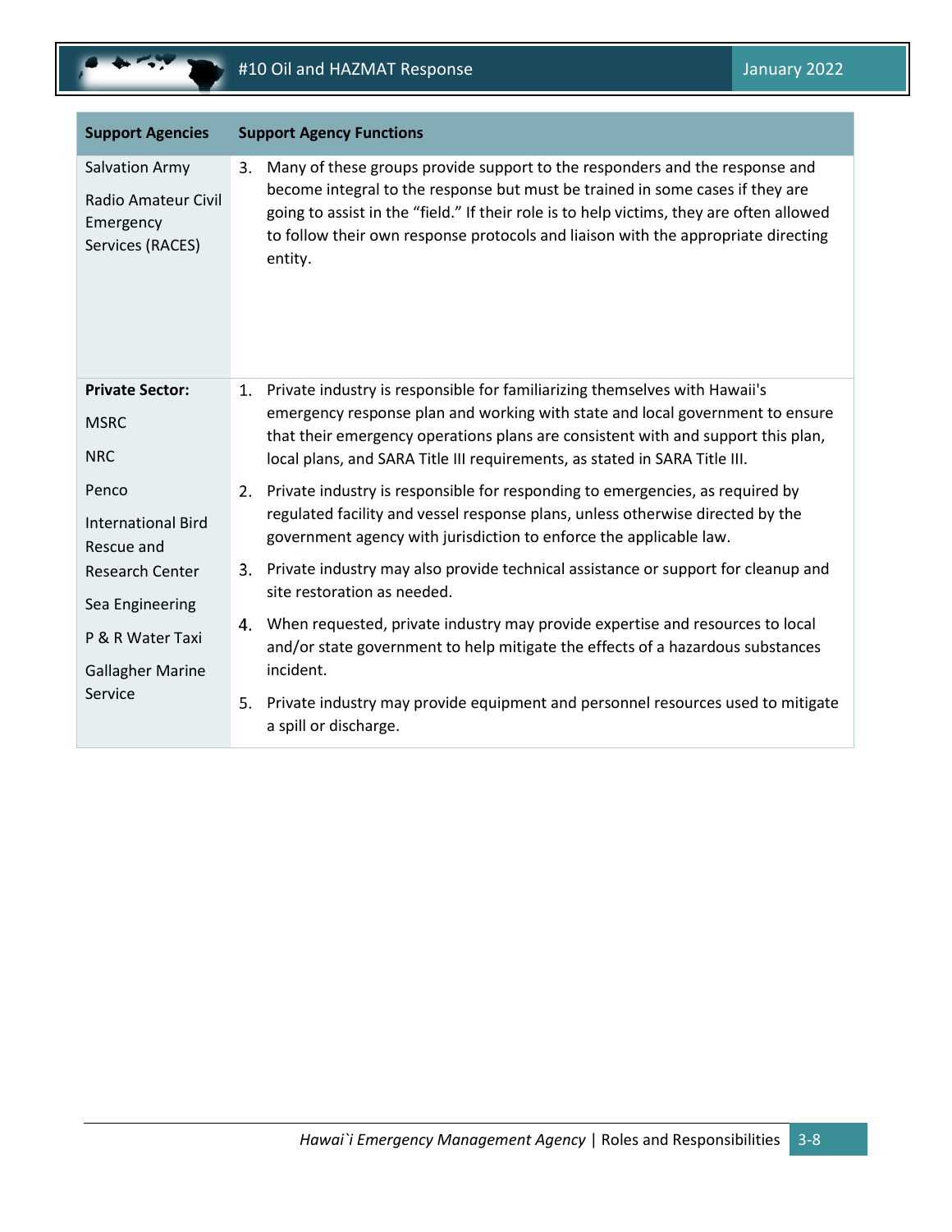| Support Agencies | Support Agency Functions |
|---|---|
| Salvation Army<br><br>Radio Amateur Civil Emergency Services (RACES) | 3. Many of these groups provide support to the responders and the response and become integral to the response but must be trained in some cases if they are going to assist in the "field." If their role is to help victims, they are often allowed to follow their own response protocols and liaison with the appropriate directing entity. |
| **Private Sector:**<br><br>MSRC<br><br>NRC<br><br>Penco<br><br>International Bird Rescue and Research Center<br><br>Sea Engineering<br><br>P & R Water Taxi<br><br>Gallagher Marine Service | 1. Private industry is responsible for familiarizing themselves with Hawaii's emergency response plan and working with state and local government to ensure that their emergency operations plans are consistent with and support this plan, local plans, and SARA Title III requirements, as stated in SARA Title III.<br><br>2. Private industry is responsible for responding to emergencies, as required by regulated facility and vessel response plans, unless otherwise directed by the government agency with jurisdiction to enforce the applicable law.<br><br>3. Private industry may also provide technical assistance or support for cleanup and site restoration as needed.<br><br>4. When requested, private industry may provide expertise and resources to local and/or state government to help mitigate the effects of a hazardous substances incident.<br><br>5. Private industry may provide equipment and personnel resources used to mitigate a spill or discharge. |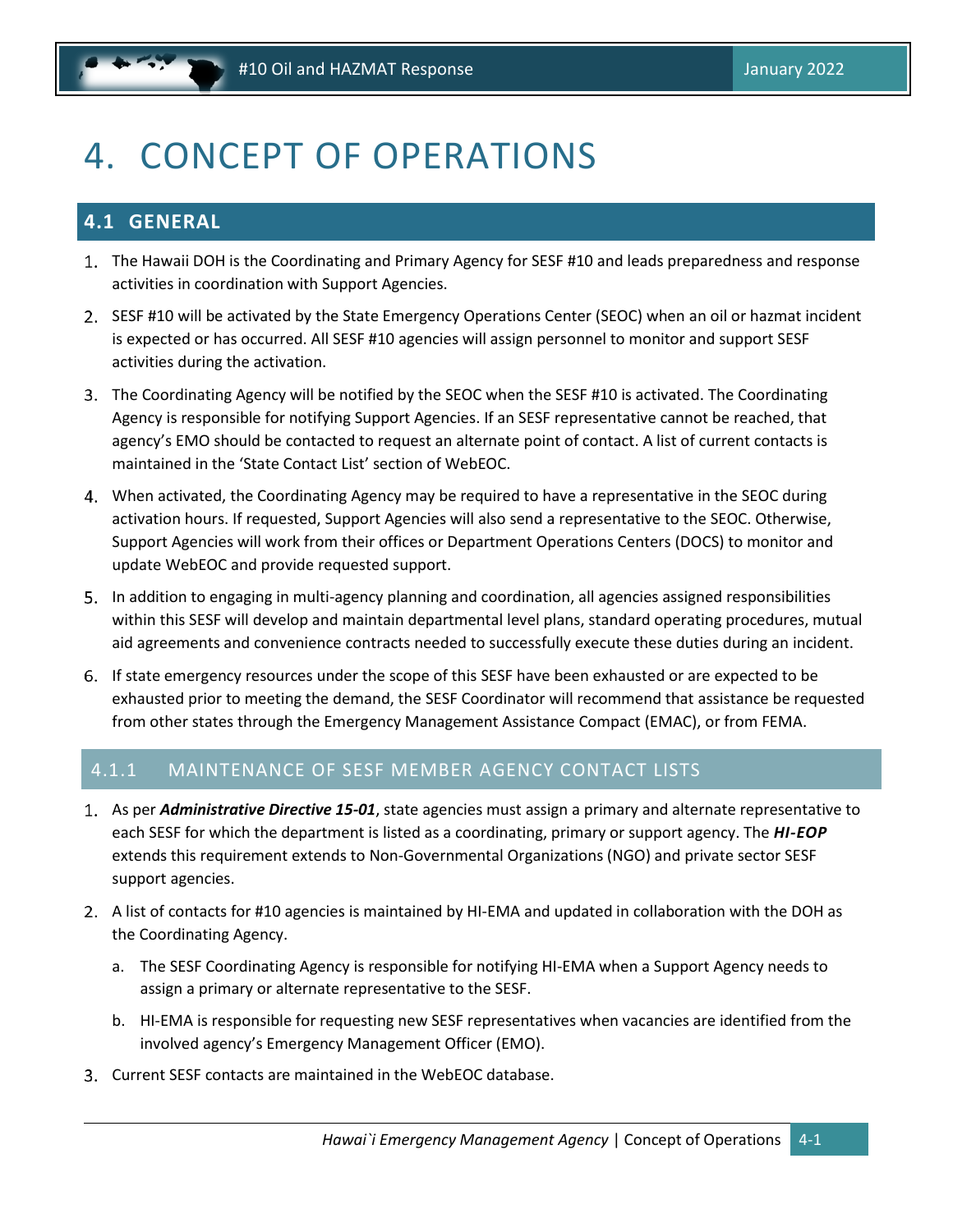# 4. CONCEPT OF OPERATIONS

## 4.1 GENERAL

1. The Hawaii DOH is the Coordinating and Primary Agency for SESF #10 and leads preparedness and response activities in coordination with Support Agencies.
2. SESF #10 will be activated by the State Emergency Operations Center (SEOC) when an oil or hazmat incident is expected or has occurred. All SESF #10 agencies will assign personnel to monitor and support SESF activities during the activation.
3. The Coordinating Agency will be notified by the SEOC when the SESF #10 is activated. The Coordinating Agency is responsible for notifying Support Agencies. If an SESF representative cannot be reached, that agency's EMO should be contacted to request an alternate point of contact. A list of current contacts is maintained in the 'State Contact List' section of WebEOC.
4. When activated, the Coordinating Agency may be required to have a representative in the SEOC during activation hours. If requested, Support Agencies will also send a representative to the SEOC. Otherwise, Support Agencies will work from their offices or Department Operations Centers (DOCS) to monitor and update WebEOC and provide requested support.
5. In addition to engaging in multi-agency planning and coordination, all agencies assigned responsibilities within this SESF will develop and maintain departmental level plans, standard operating procedures, mutual aid agreements and convenience contracts needed to successfully execute these duties during an incident.
6. If state emergency resources under the scope of this SESF have been exhausted or are expected to be exhausted prior to meeting the demand, the SESF Coordinator will recommend that assistance be requested from other states through the Emergency Management Assistance Compact (EMAC), or from FEMA.

### 4.1.1 MAINTENANCE OF SESF MEMBER AGENCY CONTACT LISTS

1. As per ***Administrative Directive 15-01***, state agencies must assign a primary and alternate representative to each SESF for which the department is listed as a coordinating, primary or support agency. The ***HI-EOP*** extends this requirement extends to Non-Governmental Organizations (NGO) and private sector SESF support agencies.
2. A list of contacts for #10 agencies is maintained by HI-EMA and updated in collaboration with the DOH as the Coordinating Agency.
   a. The SESF Coordinating Agency is responsible for notifying HI-EMA when a Support Agency needs to assign a primary or alternate representative to the SESF.
   b. HI-EMA is responsible for requesting new SESF representatives when vacancies are identified from the involved agency's Emergency Management Officer (EMO).
3. Current SESF contacts are maintained in the WebEOC database.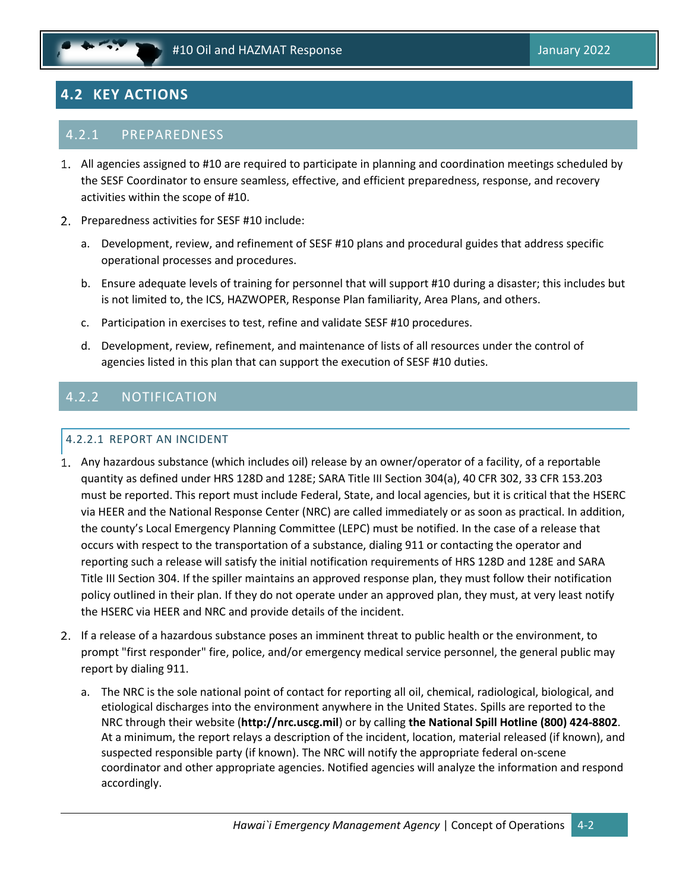## 4.2 KEY ACTIONS

### 4.2.1 PREPAREDNESS

1. All agencies assigned to #10 are required to participate in planning and coordination meetings scheduled by the SESF Coordinator to ensure seamless, effective, and efficient preparedness, response, and recovery activities within the scope of #10.
2. Preparedness activities for SESF #10 include:
   a. Development, review, and refinement of SESF #10 plans and procedural guides that address specific operational processes and procedures.
   b. Ensure adequate levels of training for personnel that will support #10 during a disaster; this includes but is not limited to, the ICS, HAZWOPER, Response Plan familiarity, Area Plans, and others.
   c. Participation in exercises to test, refine and validate SESF #10 procedures.
   d. Development, review, refinement, and maintenance of lists of all resources under the control of agencies listed in this plan that can support the execution of SESF #10 duties.

### 4.2.2 NOTIFICATION

#### 4.2.2.1 REPORT AN INCIDENT

1. Any hazardous substance (which includes oil) release by an owner/operator of a facility, of a reportable quantity as defined under HRS 128D and 128E; SARA Title III Section 304(a), 40 CFR 302, 33 CFR 153.203 must be reported. This report must include Federal, State, and local agencies, but it is critical that the HSERC via HEER and the National Response Center (NRC) are called immediately or as soon as practical. In addition, the county's Local Emergency Planning Committee (LEPC) must be notified. In the case of a release that occurs with respect to the transportation of a substance, dialing 911 or contacting the operator and reporting such a release will satisfy the initial notification requirements of HRS 128D and 128E and SARA Title III Section 304. If the spiller maintains an approved response plan, they must follow their notification policy outlined in their plan. If they do not operate under an approved plan, they must, at very least notify the HSERC via HEER and NRC and provide details of the incident.
2. If a release of a hazardous substance poses an imminent threat to public health or the environment, to prompt "first responder" fire, police, and/or emergency medical service personnel, the general public may report by dialing 911.
   a. The NRC is the sole national point of contact for reporting all oil, chemical, radiological, biological, and etiological discharges into the environment anywhere in the United States. Spills are reported to the NRC through their website (**http://nrc.uscg.mil**) or by calling **the National Spill Hotline (800) 424-8802**. At a minimum, the report relays a description of the incident, location, material released (if known), and suspected responsible party (if known). The NRC will notify the appropriate federal on-scene coordinator and other appropriate agencies. Notified agencies will analyze the information and respond accordingly.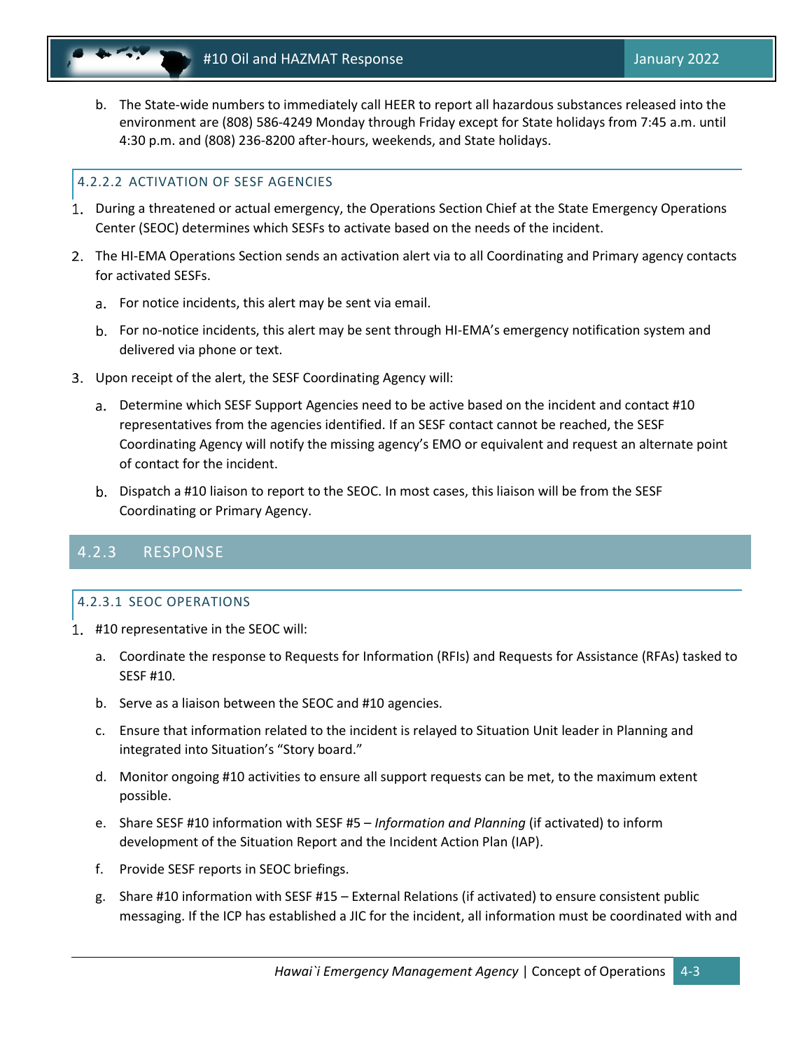b. The State-wide numbers to immediately call HEER to report all hazardous substances released into the environment are (808) 586-4249 Monday through Friday except for State holidays from 7:45 a.m. until 4:30 p.m. and (808) 236-8200 after-hours, weekends, and State holidays.

#### 4.2.2.2 ACTIVATION OF SESF AGENCIES

1. During a threatened or actual emergency, the Operations Section Chief at the State Emergency Operations Center (SEOC) determines which SESFs to activate based on the needs of the incident.
2. The HI-EMA Operations Section sends an activation alert via to all Coordinating and Primary agency contacts for activated SESFs.
   a. For notice incidents, this alert may be sent via email.
   b. For no-notice incidents, this alert may be sent through HI-EMA's emergency notification system and delivered via phone or text.
3. Upon receipt of the alert, the SESF Coordinating Agency will:
   a. Determine which SESF Support Agencies need to be active based on the incident and contact #10 representatives from the agencies identified. If an SESF contact cannot be reached, the SESF Coordinating Agency will notify the missing agency's EMO or equivalent and request an alternate point of contact for the incident.
   b. Dispatch a #10 liaison to report to the SEOC. In most cases, this liaison will be from the SESF Coordinating or Primary Agency.

### 4.2.3 RESPONSE

#### 4.2.3.1 SEOC OPERATIONS

1. #10 representative in the SEOC will:
   a. Coordinate the response to Requests for Information (RFIs) and Requests for Assistance (RFAs) tasked to SESF #10.
   b. Serve as a liaison between the SEOC and #10 agencies.
   c. Ensure that information related to the incident is relayed to Situation Unit leader in Planning and integrated into Situation's "Story board."
   d. Monitor ongoing #10 activities to ensure all support requests can be met, to the maximum extent possible.
   e. Share SESF #10 information with SESF #5 – *Information and Planning* (if activated) to inform development of the Situation Report and the Incident Action Plan (IAP).
   f. Provide SESF reports in SEOC briefings.
   g. Share #10 information with SESF #15 – External Relations (if activated) to ensure consistent public messaging. If the ICP has established a JIC for the incident, all information must be coordinated with and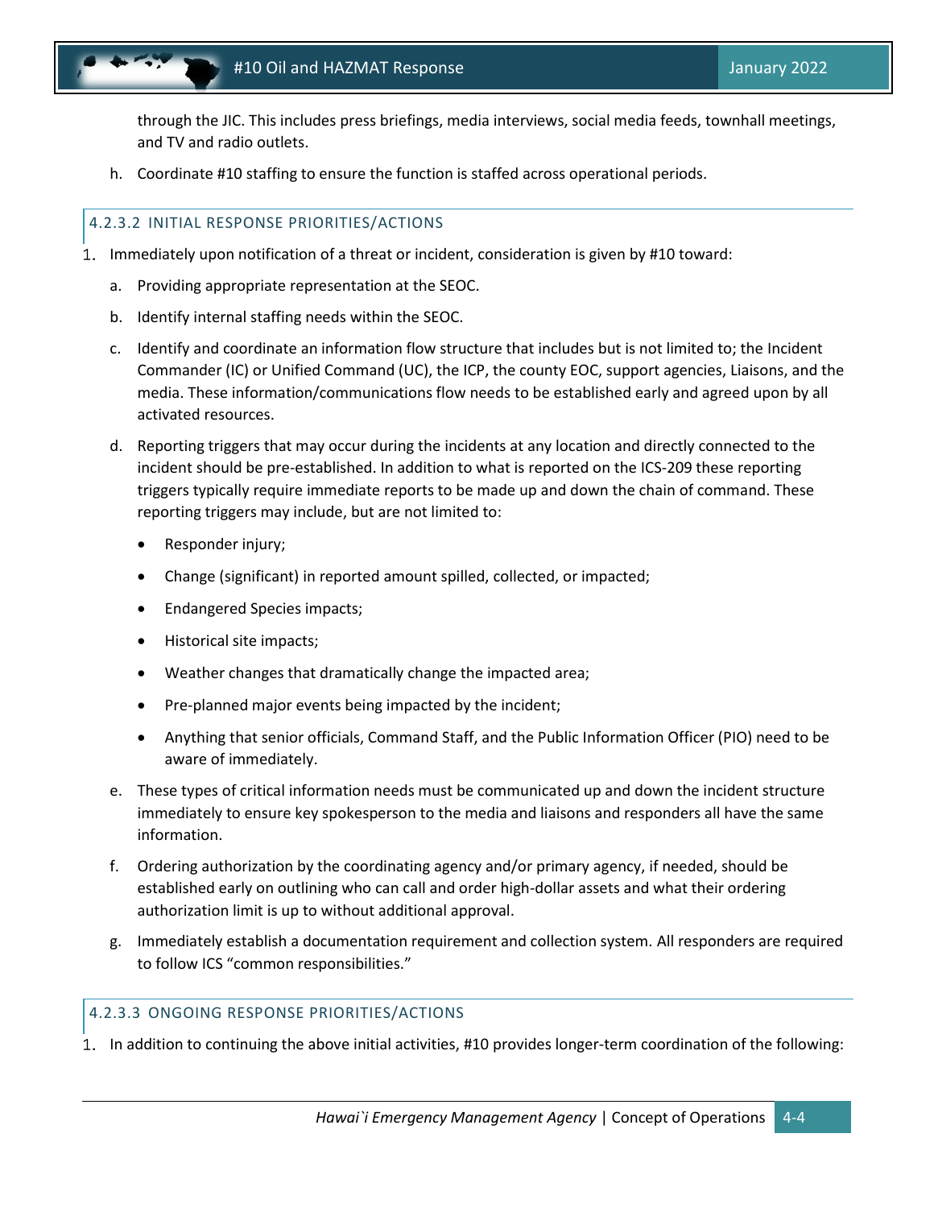through the JIC. This includes press briefings, media interviews, social media feeds, townhall meetings, and TV and radio outlets.

h. Coordinate #10 staffing to ensure the function is staffed across operational periods.

### 4.2.3.2 INITIAL RESPONSE PRIORITIES/ACTIONS

1. Immediately upon notification of a threat or incident, consideration is given by #10 toward:

   a. Providing appropriate representation at the SEOC.

   b. Identify internal staffing needs within the SEOC.

   c. Identify and coordinate an information flow structure that includes but is not limited to; the Incident Commander (IC) or Unified Command (UC), the ICP, the county EOC, support agencies, Liaisons, and the media. These information/communications flow needs to be established early and agreed upon by all activated resources.

   d. Reporting triggers that may occur during the incidents at any location and directly connected to the incident should be pre-established. In addition to what is reported on the ICS-209 these reporting triggers typically require immediate reports to be made up and down the chain of command. These reporting triggers may include, but are not limited to:

      - Responder injury;
      - Change (significant) in reported amount spilled, collected, or impacted;
      - Endangered Species impacts;
      - Historical site impacts;
      - Weather changes that dramatically change the impacted area;
      - Pre-planned major events being impacted by the incident;
      - Anything that senior officials, Command Staff, and the Public Information Officer (PIO) need to be aware of immediately.

   e. These types of critical information needs must be communicated up and down the incident structure immediately to ensure key spokesperson to the media and liaisons and responders all have the same information.

   f. Ordering authorization by the coordinating agency and/or primary agency, if needed, should be established early on outlining who can call and order high-dollar assets and what their ordering authorization limit is up to without additional approval.

   g. Immediately establish a documentation requirement and collection system. All responders are required to follow ICS "common responsibilities."

### 4.2.3.3 ONGOING RESPONSE PRIORITIES/ACTIONS

1. In addition to continuing the above initial activities, #10 provides longer-term coordination of the following: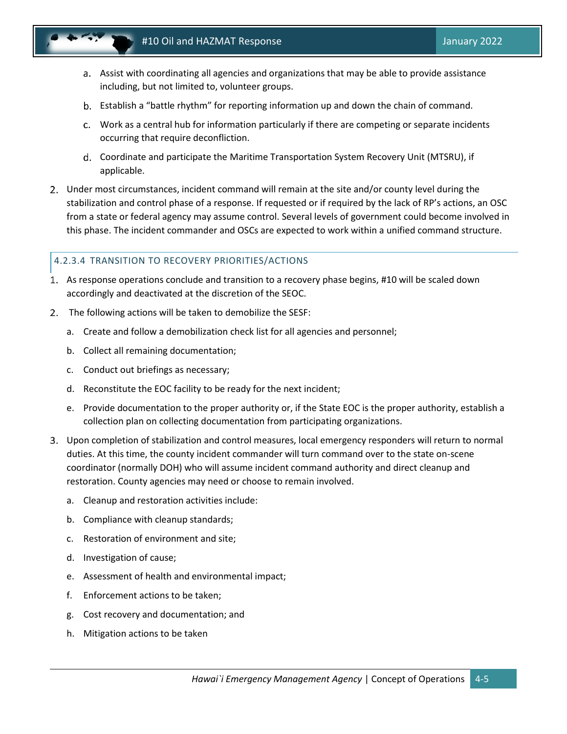a. Assist with coordinating all agencies and organizations that may be able to provide assistance including, but not limited to, volunteer groups.

b. Establish a "battle rhythm" for reporting information up and down the chain of command.

c. Work as a central hub for information particularly if there are competing or separate incidents occurring that require deconfliction.

d. Coordinate and participate the Maritime Transportation System Recovery Unit (MTSRU), if applicable.

2. Under most circumstances, incident command will remain at the site and/or county level during the stabilization and control phase of a response. If requested or if required by the lack of RP's actions, an OSC from a state or federal agency may assume control. Several levels of government could become involved in this phase. The incident commander and OSCs are expected to work within a unified command structure.

#### 4.2.3.4 TRANSITION TO RECOVERY PRIORITIES/ACTIONS

1. As response operations conclude and transition to a recovery phase begins, #10 will be scaled down accordingly and deactivated at the discretion of the SEOC.
2. The following actions will be taken to demobilize the SESF:
   a. Create and follow a demobilization check list for all agencies and personnel;
   
   b. Collect all remaining documentation;
   
   c. Conduct out briefings as necessary;
   
   d. Reconstitute the EOC facility to be ready for the next incident;
   
   e. Provide documentation to the proper authority or, if the State EOC is the proper authority, establish a collection plan on collecting documentation from participating organizations.
3. Upon completion of stabilization and control measures, local emergency responders will return to normal duties. At this time, the county incident commander will turn command over to the state on-scene coordinator (normally DOH) who will assume incident command authority and direct cleanup and restoration. County agencies may need or choose to remain involved.
   a. Cleanup and restoration activities include:
   
   b. Compliance with cleanup standards;
   
   c. Restoration of environment and site;
   
   d. Investigation of cause;
   
   e. Assessment of health and environmental impact;
   
   f. Enforcement actions to be taken;
   
   g. Cost recovery and documentation; and
   
   h. Mitigation actions to be taken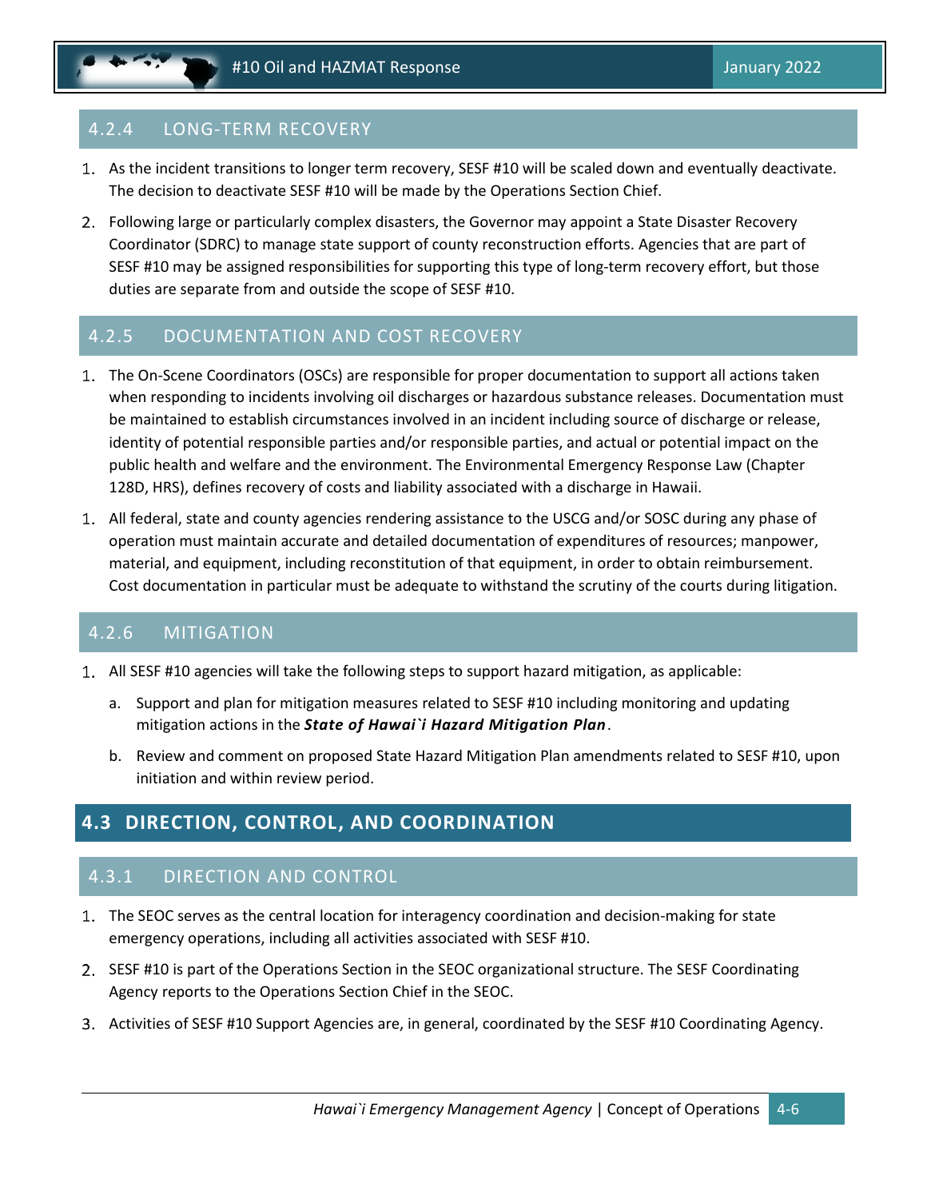### 4.2.4 LONG-TERM RECOVERY

1. As the incident transitions to longer term recovery, SESF #10 will be scaled down and eventually deactivate. The decision to deactivate SESF #10 will be made by the Operations Section Chief.
2. Following large or particularly complex disasters, the Governor may appoint a State Disaster Recovery Coordinator (SDRC) to manage state support of county reconstruction efforts. Agencies that are part of SESF #10 may be assigned responsibilities for supporting this type of long-term recovery effort, but those duties are separate from and outside the scope of SESF #10.

### 4.2.5 DOCUMENTATION AND COST RECOVERY

1. The On-Scene Coordinators (OSCs) are responsible for proper documentation to support all actions taken when responding to incidents involving oil discharges or hazardous substance releases. Documentation must be maintained to establish circumstances involved in an incident including source of discharge or release, identity of potential responsible parties and/or responsible parties, and actual or potential impact on the public health and welfare and the environment. The Environmental Emergency Response Law (Chapter 128D, HRS), defines recovery of costs and liability associated with a discharge in Hawaii.

1. All federal, state and county agencies rendering assistance to the USCG and/or SOSC during any phase of operation must maintain accurate and detailed documentation of expenditures of resources; manpower, material, and equipment, including reconstitution of that equipment, in order to obtain reimbursement. Cost documentation in particular must be adequate to withstand the scrutiny of the courts during litigation.

### 4.2.6 MITIGATION

1. All SESF #10 agencies will take the following steps to support hazard mitigation, as applicable:
   a. Support and plan for mitigation measures related to SESF #10 including monitoring and updating mitigation actions in the ***State of Hawai`i Hazard Mitigation Plan***.
   b. Review and comment on proposed State Hazard Mitigation Plan amendments related to SESF #10, upon initiation and within review period.

## 4.3 DIRECTION, CONTROL, AND COORDINATION

### 4.3.1 DIRECTION AND CONTROL

1. The SEOC serves as the central location for interagency coordination and decision-making for state emergency operations, including all activities associated with SESF #10.
2. SESF #10 is part of the Operations Section in the SEOC organizational structure. The SESF Coordinating Agency reports to the Operations Section Chief in the SEOC.
3. Activities of SESF #10 Support Agencies are, in general, coordinated by the SESF #10 Coordinating Agency.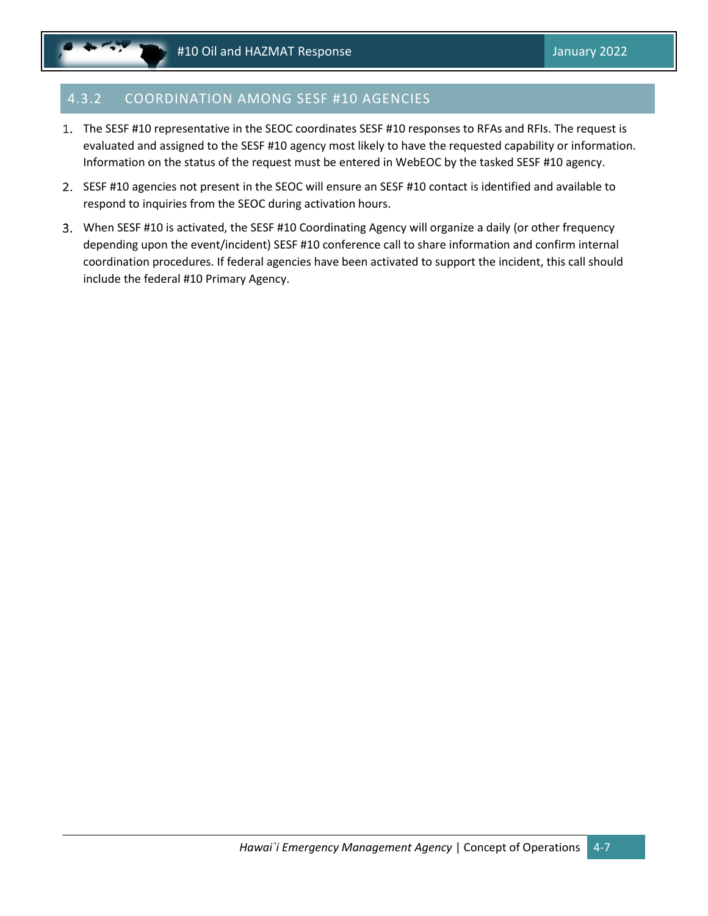### 4.3.2 COORDINATION AMONG SESF #10 AGENCIES

1. The SESF #10 representative in the SEOC coordinates SESF #10 responses to RFAs and RFIs. The request is evaluated and assigned to the SESF #10 agency most likely to have the requested capability or information. Information on the status of the request must be entered in WebEOC by the tasked SESF #10 agency.
2. SESF #10 agencies not present in the SEOC will ensure an SESF #10 contact is identified and available to respond to inquiries from the SEOC during activation hours.
3. When SESF #10 is activated, the SESF #10 Coordinating Agency will organize a daily (or other frequency depending upon the event/incident) SESF #10 conference call to share information and confirm internal coordination procedures. If federal agencies have been activated to support the incident, this call should include the federal #10 Primary Agency.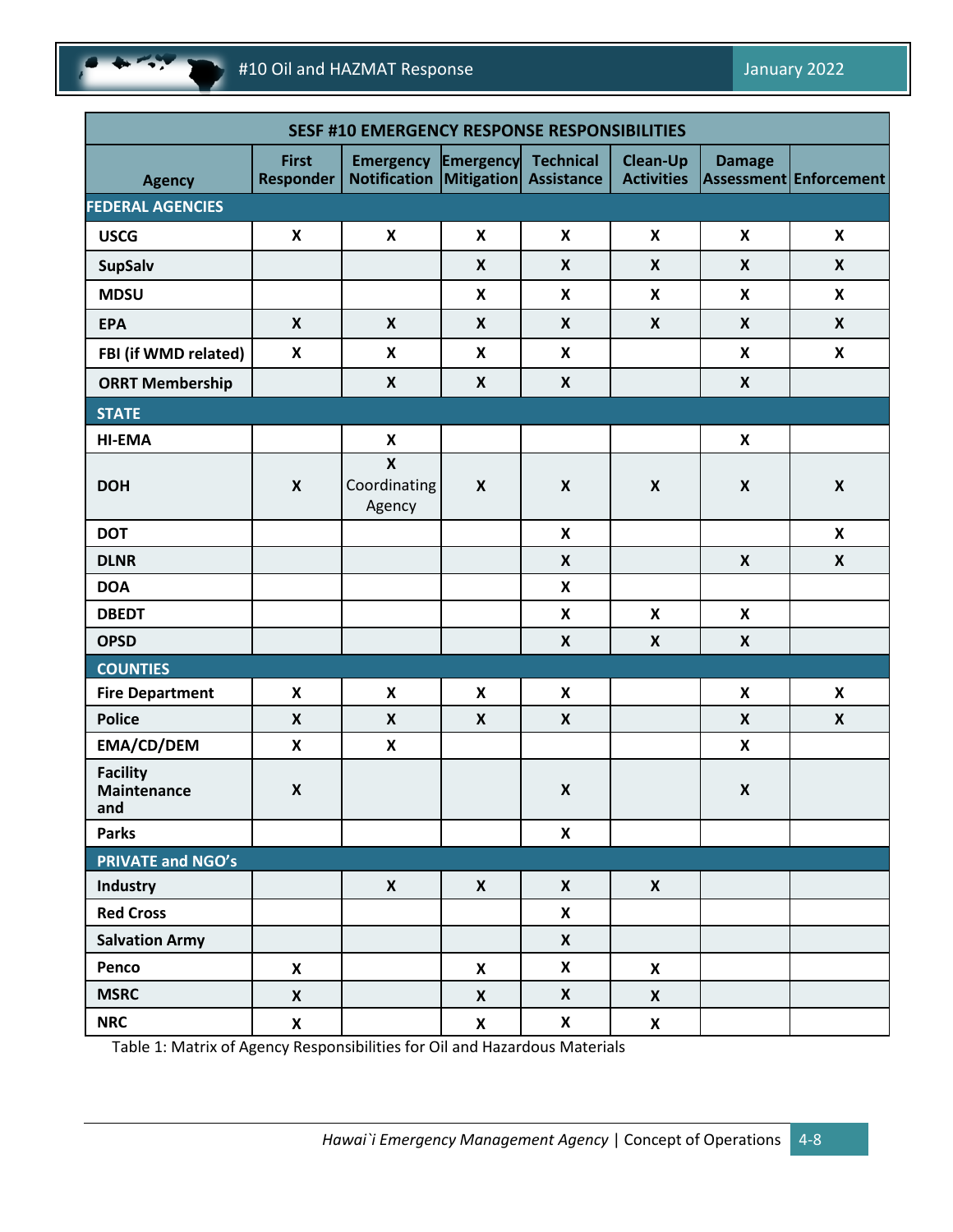| SESF #10 EMERGENCY RESPONSE RESPONSIBILITIES | | | | | | | |
|---|---|---|---|---|---|---|---|
| **Agency** | **First Responder** | **Emergency Notification** | **Emergency Mitigation** | **Technical Assistance** | **Clean-Up Activities** | **Damage Assessment** | **Enforcement** |
| **FEDERAL AGENCIES** | | | | | | | |
| **USCG** | X | X | X | X | X | X | X |
| **SupSalv** | | | X | X | X | X | X |
| **MDSU** | | | X | X | X | X | X |
| **EPA** | X | X | X | X | X | X | X |
| **FBI (if WMD related)** | X | X | X | X | | X | X |
| **ORRT Membership** | | X | X | X | | X | |
| **STATE** | | | | | | | |
| **HI-EMA** | | X | | | | X | |
| **DOH** | X | X Coordinating Agency | X | X | X | X | X |
| **DOT** | | | | X | | | X |
| **DLNR** | | | | X | | X | X |
| **DOA** | | | | X | | | |
| **DBEDT** | | | | X | X | X | |
| **OPSD** | | | | X | X | X | |
| **COUNTIES** | | | | | | | |
| **Fire Department** | X | X | X | X | | X | X |
| **Police** | X | X | X | X | | X | X |
| **EMA/CD/DEM** | X | X | | | | X | |
| **Facility Maintenance and** | X | | | X | | X | |
| **Parks** | | | | X | | | |
| **PRIVATE and NGO's** | | | | | | | |
| **Industry** | | X | X | X | X | | |
| **Red Cross** | | | | X | | | |
| **Salvation Army** | | | | X | | | |
| **Penco** | X | | X | X | X | | |
| **MSRC** | X | | X | X | X | | |
| **NRC** | X | | X | X | X | | |

Table 1: Matrix of Agency Responsibilities for Oil and Hazardous Materials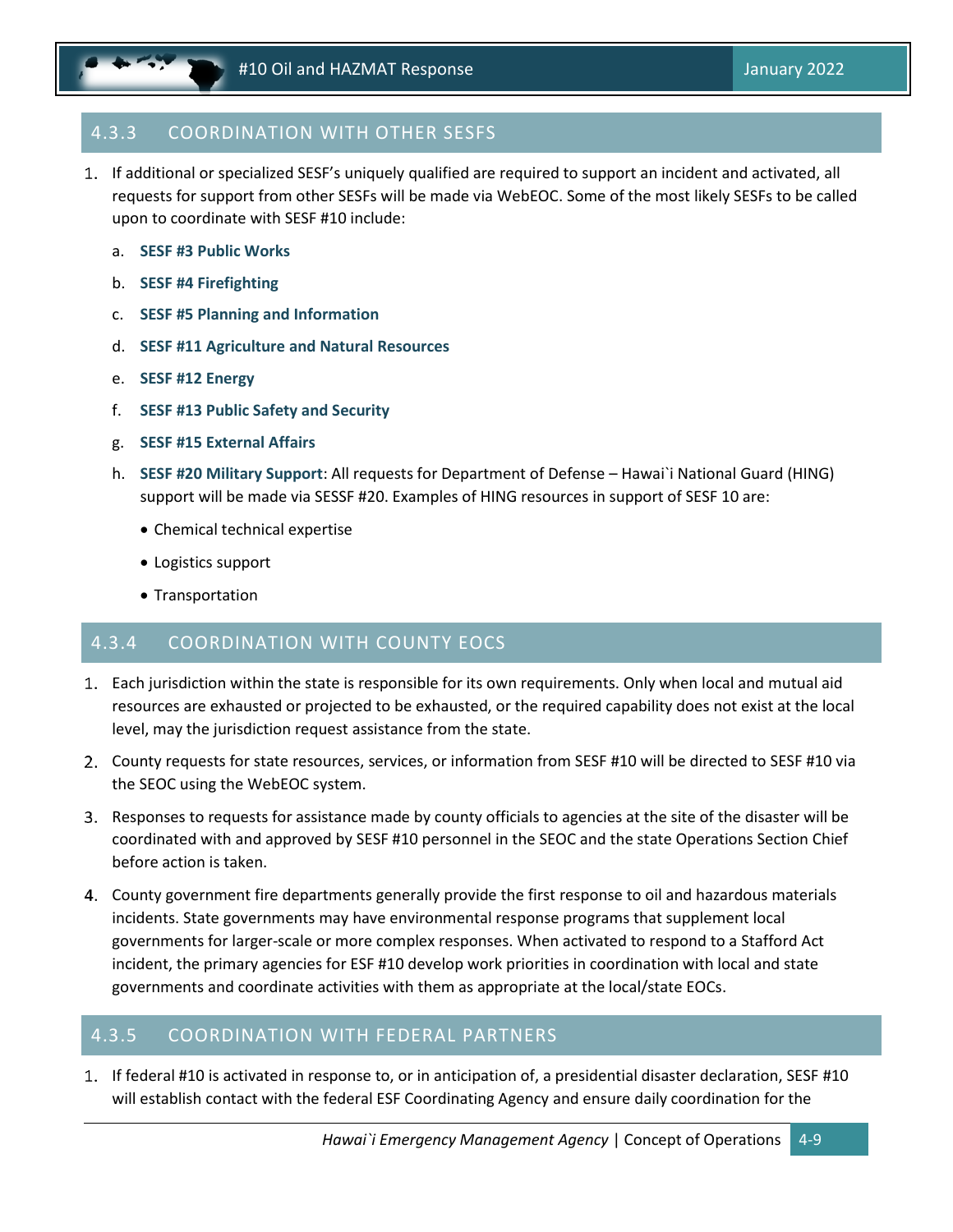### 4.3.3 COORDINATION WITH OTHER SESFS

1. If additional or specialized SESF's uniquely qualified are required to support an incident and activated, all requests for support from other SESFs will be made via WebEOC. Some of the most likely SESFs to be called upon to coordinate with SESF #10 include:

   a. **SESF #3 Public Works**

   b. **SESF #4 Firefighting**

   c. **SESF #5 Planning and Information**

   d. **SESF #11 Agriculture and Natural Resources**

   e. **SESF #12 Energy**

   f. **SESF #13 Public Safety and Security**

   g. **SESF #15 External Affairs**

   h. **SESF #20 Military Support**: All requests for Department of Defense – Hawai`i National Guard (HING) support will be made via SESSF #20. Examples of HING resources in support of SESF 10 are:

      - Chemical technical expertise
      - Logistics support
      - Transportation

### 4.3.4 COORDINATION WITH COUNTY EOCS

1. Each jurisdiction within the state is responsible for its own requirements. Only when local and mutual aid resources are exhausted or projected to be exhausted, or the required capability does not exist at the local level, may the jurisdiction request assistance from the state.

2. County requests for state resources, services, or information from SESF #10 will be directed to SESF #10 via the SEOC using the WebEOC system.

3. Responses to requests for assistance made by county officials to agencies at the site of the disaster will be coordinated with and approved by SESF #10 personnel in the SEOC and the state Operations Section Chief before action is taken.

4. County government fire departments generally provide the first response to oil and hazardous materials incidents. State governments may have environmental response programs that supplement local governments for larger-scale or more complex responses. When activated to respond to a Stafford Act incident, the primary agencies for ESF #10 develop work priorities in coordination with local and state governments and coordinate activities with them as appropriate at the local/state EOCs.

### 4.3.5 COORDINATION WITH FEDERAL PARTNERS

1. If federal #10 is activated in response to, or in anticipation of, a presidential disaster declaration, SESF #10 will establish contact with the federal ESF Coordinating Agency and ensure daily coordination for the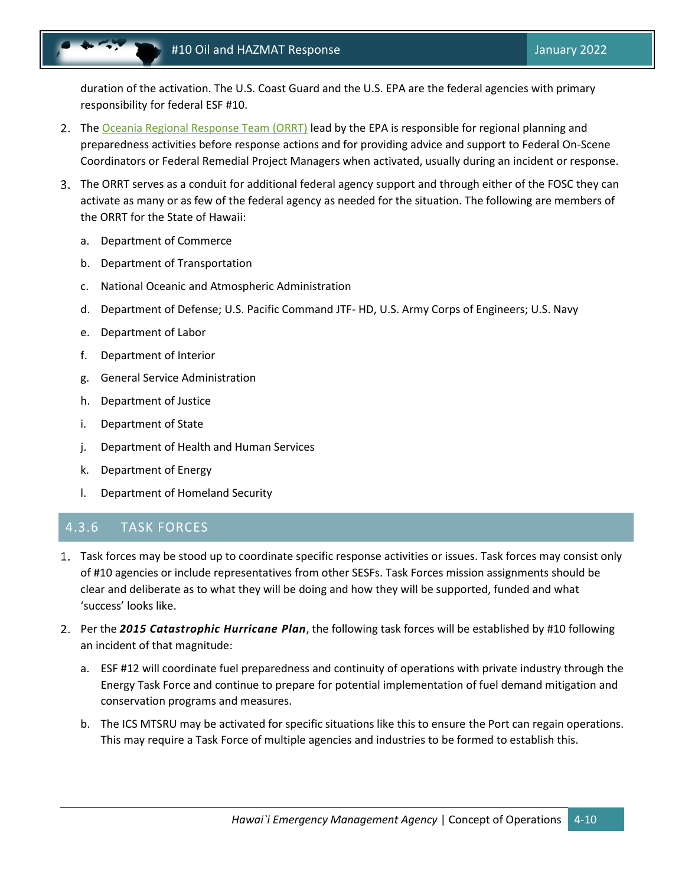duration of the activation. The U.S. Coast Guard and the U.S. EPA are the federal agencies with primary responsibility for federal ESF #10.

2. The [Oceania Regional Response Team (ORRT)]() lead by the EPA is responsible for regional planning and preparedness activities before response actions and for providing advice and support to Federal On-Scene Coordinators or Federal Remedial Project Managers when activated, usually during an incident or response.

3. The ORRT serves as a conduit for additional federal agency support and through either of the FOSC they can activate as many or as few of the federal agency as needed for the situation. The following are members of the ORRT for the State of Hawaii:

   a. Department of Commerce

   b. Department of Transportation

   c. National Oceanic and Atmospheric Administration

   d. Department of Defense; U.S. Pacific Command JTF- HD, U.S. Army Corps of Engineers; U.S. Navy

   e. Department of Labor

   f. Department of Interior

   g. General Service Administration

   h. Department of Justice

   i. Department of State

   j. Department of Health and Human Services

   k. Department of Energy

   l. Department of Homeland Security

## 4.3.6 TASK FORCES

1. Task forces may be stood up to coordinate specific response activities or issues. Task forces may consist only of #10 agencies or include representatives from other SESFs. Task Forces mission assignments should be clear and deliberate as to what they will be doing and how they will be supported, funded and what 'success' looks like.

2. Per the ***2015 Catastrophic Hurricane Plan***, the following task forces will be established by #10 following an incident of that magnitude:

   a. ESF #12 will coordinate fuel preparedness and continuity of operations with private industry through the Energy Task Force and continue to prepare for potential implementation of fuel demand mitigation and conservation programs and measures.

   b. The ICS MTSRU may be activated for specific situations like this to ensure the Port can regain operations. This may require a Task Force of multiple agencies and industries to be formed to establish this.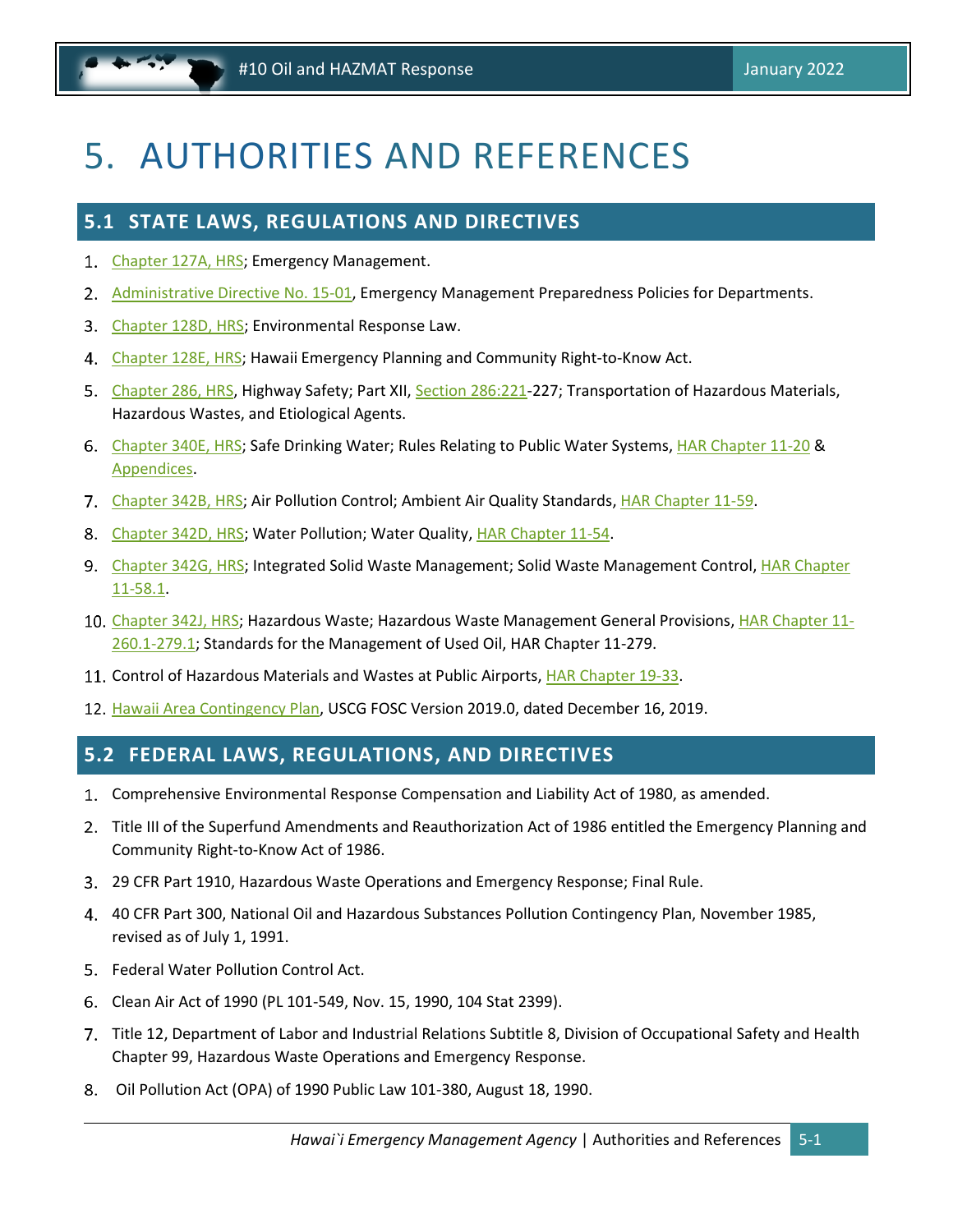# 5. AUTHORITIES AND REFERENCES

## 5.1 STATE LAWS, REGULATIONS AND DIRECTIVES

1. Chapter 127A, HRS; Emergency Management.
2. Administrative Directive No. 15-01, Emergency Management Preparedness Policies for Departments.
3. Chapter 128D, HRS; Environmental Response Law.
4. Chapter 128E, HRS; Hawaii Emergency Planning and Community Right-to-Know Act.
5. Chapter 286, HRS, Highway Safety; Part XII, Section 286:221-227; Transportation of Hazardous Materials, Hazardous Wastes, and Etiological Agents.
6. Chapter 340E, HRS; Safe Drinking Water; Rules Relating to Public Water Systems, HAR Chapter 11-20 & Appendices.
7. Chapter 342B, HRS; Air Pollution Control; Ambient Air Quality Standards, HAR Chapter 11-59.
8. Chapter 342D, HRS; Water Pollution; Water Quality, HAR Chapter 11-54.
9. Chapter 342G, HRS; Integrated Solid Waste Management; Solid Waste Management Control, HAR Chapter 11-58.1.
10. Chapter 342J, HRS; Hazardous Waste; Hazardous Waste Management General Provisions, HAR Chapter 11-260.1-279.1; Standards for the Management of Used Oil, HAR Chapter 11-279.
11. Control of Hazardous Materials and Wastes at Public Airports, HAR Chapter 19-33.
12. Hawaii Area Contingency Plan, USCG FOSC Version 2019.0, dated December 16, 2019.

## 5.2 FEDERAL LAWS, REGULATIONS, AND DIRECTIVES

1. Comprehensive Environmental Response Compensation and Liability Act of 1980, as amended.
2. Title III of the Superfund Amendments and Reauthorization Act of 1986 entitled the Emergency Planning and Community Right-to-Know Act of 1986.
3. 29 CFR Part 1910, Hazardous Waste Operations and Emergency Response; Final Rule.
4. 40 CFR Part 300, National Oil and Hazardous Substances Pollution Contingency Plan, November 1985, revised as of July 1, 1991.
5. Federal Water Pollution Control Act.
6. Clean Air Act of 1990 (PL 101-549, Nov. 15, 1990, 104 Stat 2399).
7. Title 12, Department of Labor and Industrial Relations Subtitle 8, Division of Occupational Safety and Health Chapter 99, Hazardous Waste Operations and Emergency Response.
8. Oil Pollution Act (OPA) of 1990 Public Law 101-380, August 18, 1990.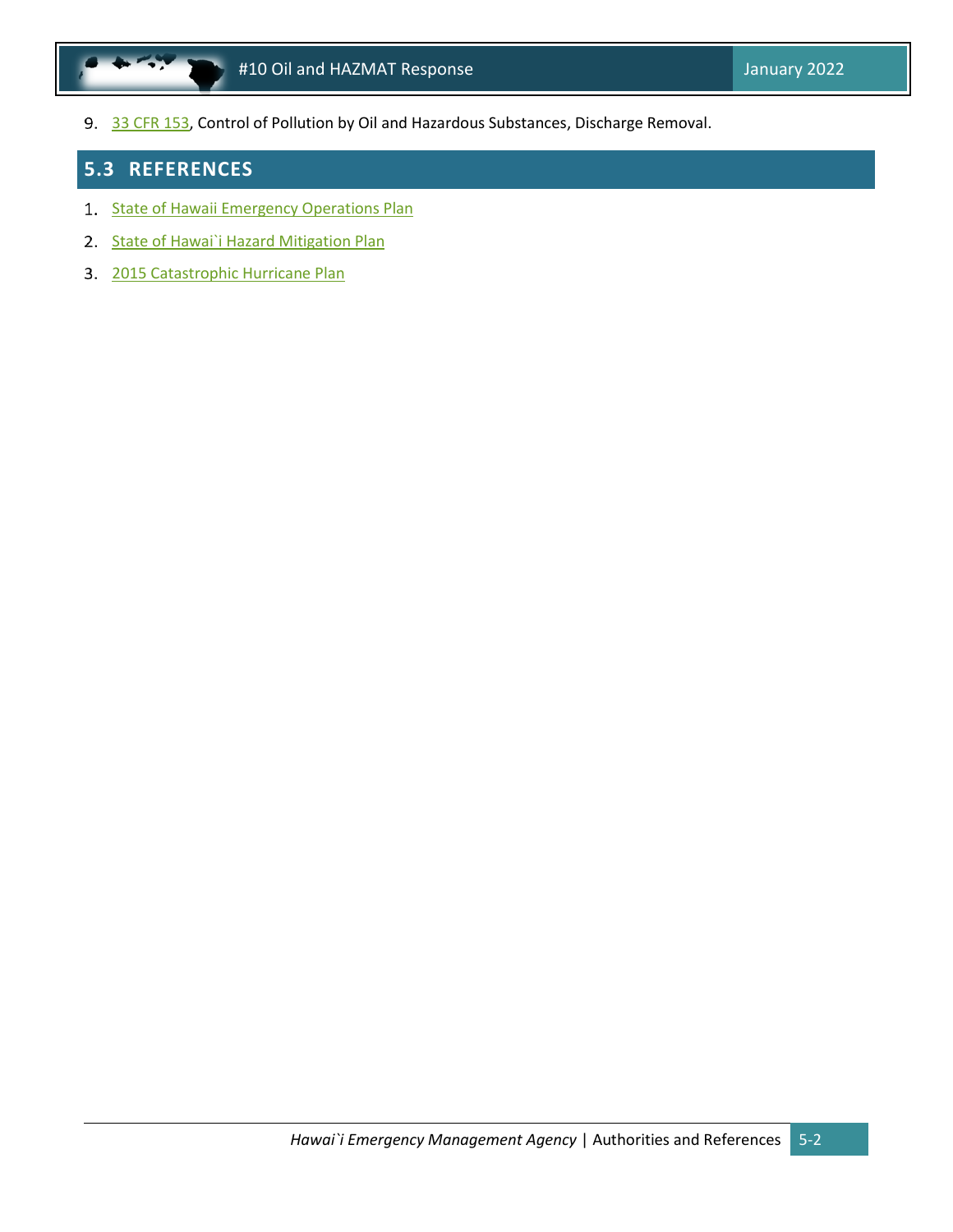9. 33 CFR 153, Control of Pollution by Oil and Hazardous Substances, Discharge Removal.

## 5.3 REFERENCES

1. State of Hawaii Emergency Operations Plan
2. State of Hawai`i Hazard Mitigation Plan
3. 2015 Catastrophic Hurricane Plan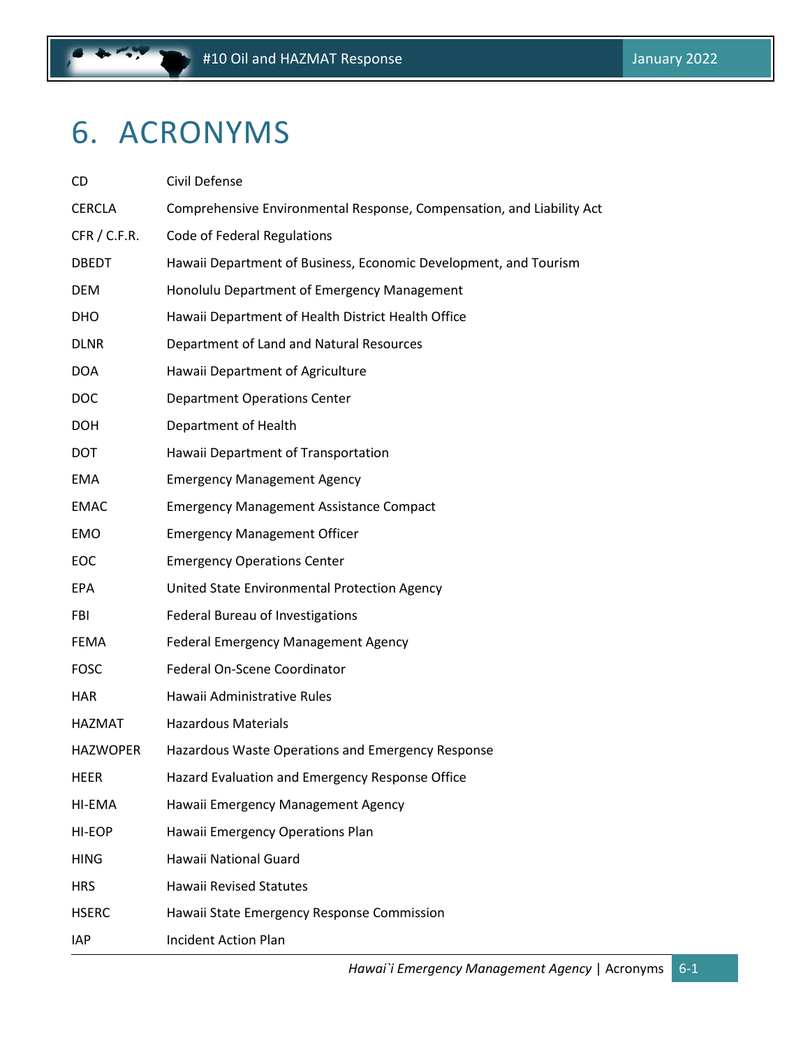# 6. ACRONYMS

| | |
|---|---|
| CD | Civil Defense |
| CERCLA | Comprehensive Environmental Response, Compensation, and Liability Act |
| CFR / C.F.R. | Code of Federal Regulations |
| DBEDT | Hawaii Department of Business, Economic Development, and Tourism |
| DEM | Honolulu Department of Emergency Management |
| DHO | Hawaii Department of Health District Health Office |
| DLNR | Department of Land and Natural Resources |
| DOA | Hawaii Department of Agriculture |
| DOC | Department Operations Center |
| DOH | Department of Health |
| DOT | Hawaii Department of Transportation |
| EMA | Emergency Management Agency |
| EMAC | Emergency Management Assistance Compact |
| EMO | Emergency Management Officer |
| EOC | Emergency Operations Center |
| EPA | United State Environmental Protection Agency |
| FBI | Federal Bureau of Investigations |
| FEMA | Federal Emergency Management Agency |
| FOSC | Federal On-Scene Coordinator |
| HAR | Hawaii Administrative Rules |
| HAZMAT | Hazardous Materials |
| HAZWOPER | Hazardous Waste Operations and Emergency Response |
| HEER | Hazard Evaluation and Emergency Response Office |
| HI-EMA | Hawaii Emergency Management Agency |
| HI-EOP | Hawaii Emergency Operations Plan |
| HING | Hawaii National Guard |
| HRS | Hawaii Revised Statutes |
| HSERC | Hawaii State Emergency Response Commission |
| IAP | Incident Action Plan |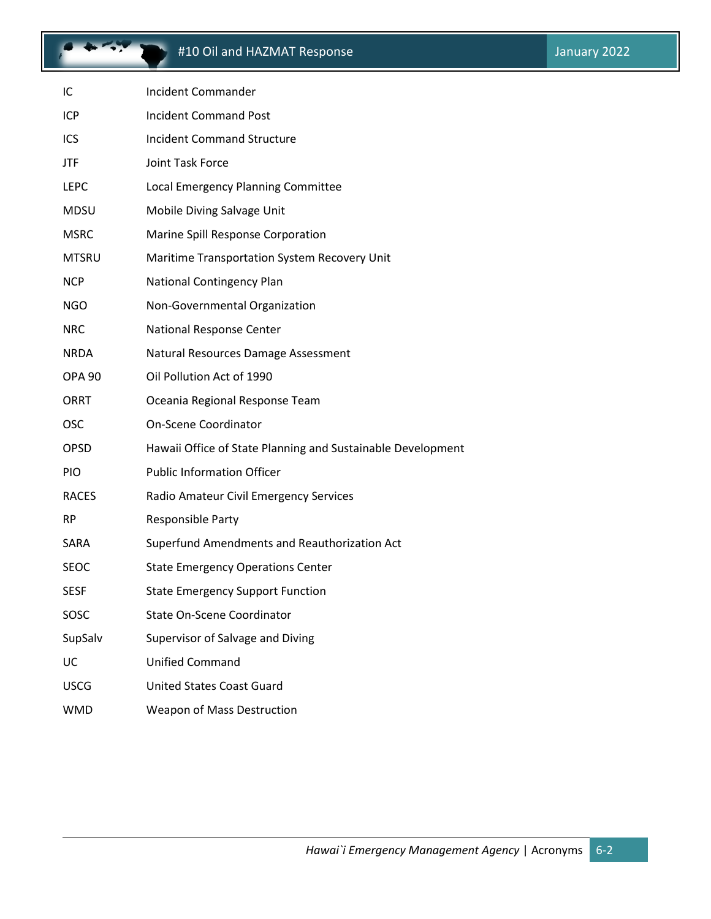| | |
|---|---|
| IC | Incident Commander |
| ICP | Incident Command Post |
| ICS | Incident Command Structure |
| JTF | Joint Task Force |
| LEPC | Local Emergency Planning Committee |
| MDSU | Mobile Diving Salvage Unit |
| MSRC | Marine Spill Response Corporation |
| MTSRU | Maritime Transportation System Recovery Unit |
| NCP | National Contingency Plan |
| NGO | Non-Governmental Organization |
| NRC | National Response Center |
| NRDA | Natural Resources Damage Assessment |
| OPA 90 | Oil Pollution Act of 1990 |
| ORRT | Oceania Regional Response Team |
| OSC | On-Scene Coordinator |
| OPSD | Hawaii Office of State Planning and Sustainable Development |
| PIO | Public Information Officer |
| RACES | Radio Amateur Civil Emergency Services |
| RP | Responsible Party |
| SARA | Superfund Amendments and Reauthorization Act |
| SEOC | State Emergency Operations Center |
| SESF | State Emergency Support Function |
| SOSC | State On-Scene Coordinator |
| SupSalv | Supervisor of Salvage and Diving |
| UC | Unified Command |
| USCG | United States Coast Guard |
| WMD | Weapon of Mass Destruction |